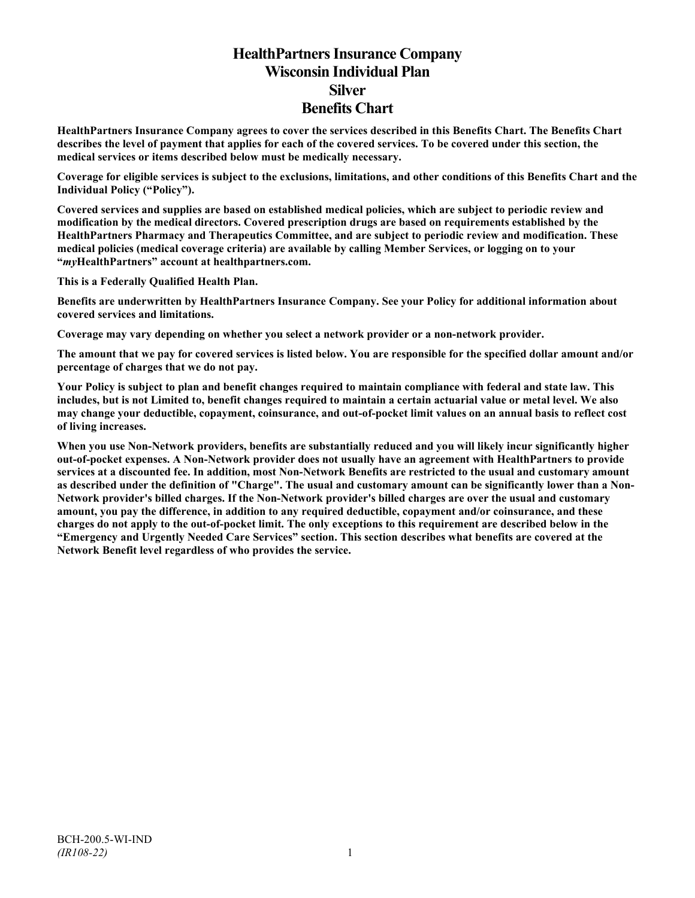# HealthPartners Insurance Company
# Wisconsin Individual Plan
# Silver
# Benefits Chart

**HealthPartners Insurance Company agrees to cover the services described in this Benefits Chart. The Benefits Chart describes the level of payment that applies for each of the covered services. To be covered under this section, the medical services or items described below must be medically necessary.**

**Coverage for eligible services is subject to the exclusions, limitations, and other conditions of this Benefits Chart and the Individual Policy ("Policy").**

**Covered services and supplies are based on established medical policies, which are subject to periodic review and modification by the medical directors. Covered prescription drugs are based on requirements established by the HealthPartners Pharmacy and Therapeutics Committee, and are subject to periodic review and modification. These medical policies (medical coverage criteria) are available by calling Member Services, or logging on to your "*my*HealthPartners" account at healthpartners.com.**

**This is a Federally Qualified Health Plan.**

**Benefits are underwritten by HealthPartners Insurance Company. See your Policy for additional information about covered services and limitations.**

**Coverage may vary depending on whether you select a network provider or a non-network provider.**

**The amount that we pay for covered services is listed below. You are responsible for the specified dollar amount and/or percentage of charges that we do not pay.**

**Your Policy is subject to plan and benefit changes required to maintain compliance with federal and state law. This includes, but is not Limited to, benefit changes required to maintain a certain actuarial value or metal level. We also may change your deductible, copayment, coinsurance, and out-of-pocket limit values on an annual basis to reflect cost of living increases.**

**When you use Non-Network providers, benefits are substantially reduced and you will likely incur significantly higher out-of-pocket expenses. A Non-Network provider does not usually have an agreement with HealthPartners to provide services at a discounted fee. In addition, most Non-Network Benefits are restricted to the usual and customary amount as described under the definition of "Charge". The usual and customary amount can be significantly lower than a Non-Network provider's billed charges. If the Non-Network provider's billed charges are over the usual and customary amount, you pay the difference, in addition to any required deductible, copayment and/or coinsurance, and these charges do not apply to the out-of-pocket limit. The only exceptions to this requirement are described below in the "Emergency and Urgently Needed Care Services" section. This section describes what benefits are covered at the Network Benefit level regardless of who provides the service.**

BCH-200.5-WI-IND
*(IR108-22)*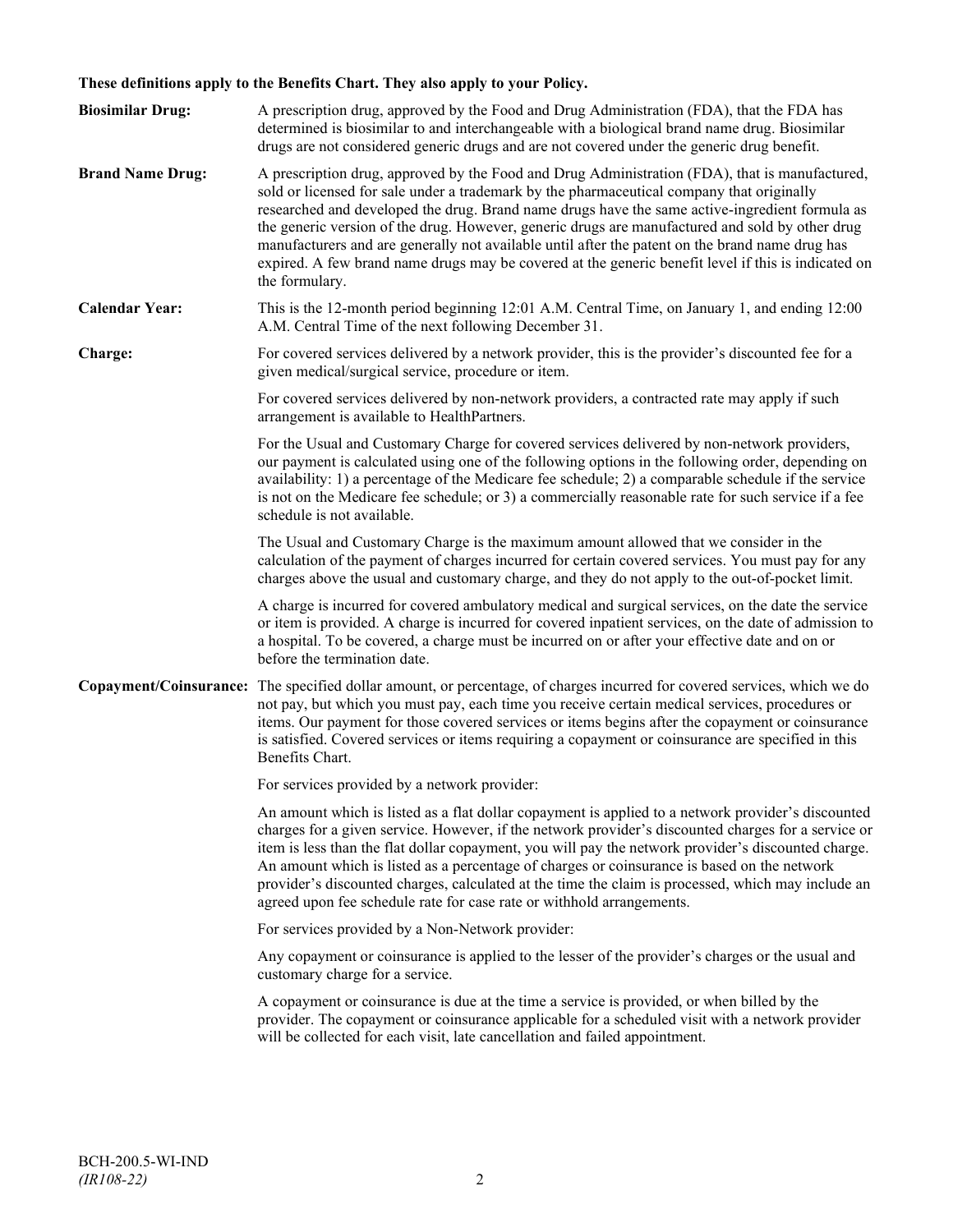**These definitions apply to the Benefits Chart. They also apply to your Policy.**

**Biosimilar Drug:** A prescription drug, approved by the Food and Drug Administration (FDA), that the FDA has determined is biosimilar to and interchangeable with a biological brand name drug. Biosimilar drugs are not considered generic drugs and are not covered under the generic drug benefit.

**Brand Name Drug:** A prescription drug, approved by the Food and Drug Administration (FDA), that is manufactured, sold or licensed for sale under a trademark by the pharmaceutical company that originally researched and developed the drug. Brand name drugs have the same active-ingredient formula as the generic version of the drug. However, generic drugs are manufactured and sold by other drug manufacturers and are generally not available until after the patent on the brand name drug has expired. A few brand name drugs may be covered at the generic benefit level if this is indicated on the formulary.

**Calendar Year:** This is the 12-month period beginning 12:01 A.M. Central Time, on January 1, and ending 12:00 A.M. Central Time of the next following December 31.

**Charge:** For covered services delivered by a network provider, this is the provider's discounted fee for a given medical/surgical service, procedure or item.

For covered services delivered by non-network providers, a contracted rate may apply if such arrangement is available to HealthPartners.

For the Usual and Customary Charge for covered services delivered by non-network providers, our payment is calculated using one of the following options in the following order, depending on availability: 1) a percentage of the Medicare fee schedule; 2) a comparable schedule if the service is not on the Medicare fee schedule; or 3) a commercially reasonable rate for such service if a fee schedule is not available.

The Usual and Customary Charge is the maximum amount allowed that we consider in the calculation of the payment of charges incurred for certain covered services. You must pay for any charges above the usual and customary charge, and they do not apply to the out-of-pocket limit.

A charge is incurred for covered ambulatory medical and surgical services, on the date the service or item is provided. A charge is incurred for covered inpatient services, on the date of admission to a hospital. To be covered, a charge must be incurred on or after your effective date and on or before the termination date.

**Copayment/Coinsurance:** The specified dollar amount, or percentage, of charges incurred for covered services, which we do not pay, but which you must pay, each time you receive certain medical services, procedures or items. Our payment for those covered services or items begins after the copayment or coinsurance is satisfied. Covered services or items requiring a copayment or coinsurance are specified in this Benefits Chart.

For services provided by a network provider:

An amount which is listed as a flat dollar copayment is applied to a network provider's discounted charges for a given service. However, if the network provider's discounted charges for a service or item is less than the flat dollar copayment, you will pay the network provider's discounted charge. An amount which is listed as a percentage of charges or coinsurance is based on the network provider's discounted charges, calculated at the time the claim is processed, which may include an agreed upon fee schedule rate for case rate or withhold arrangements.

For services provided by a Non-Network provider:

Any copayment or coinsurance is applied to the lesser of the provider's charges or the usual and customary charge for a service.

A copayment or coinsurance is due at the time a service is provided, or when billed by the provider. The copayment or coinsurance applicable for a scheduled visit with a network provider will be collected for each visit, late cancellation and failed appointment.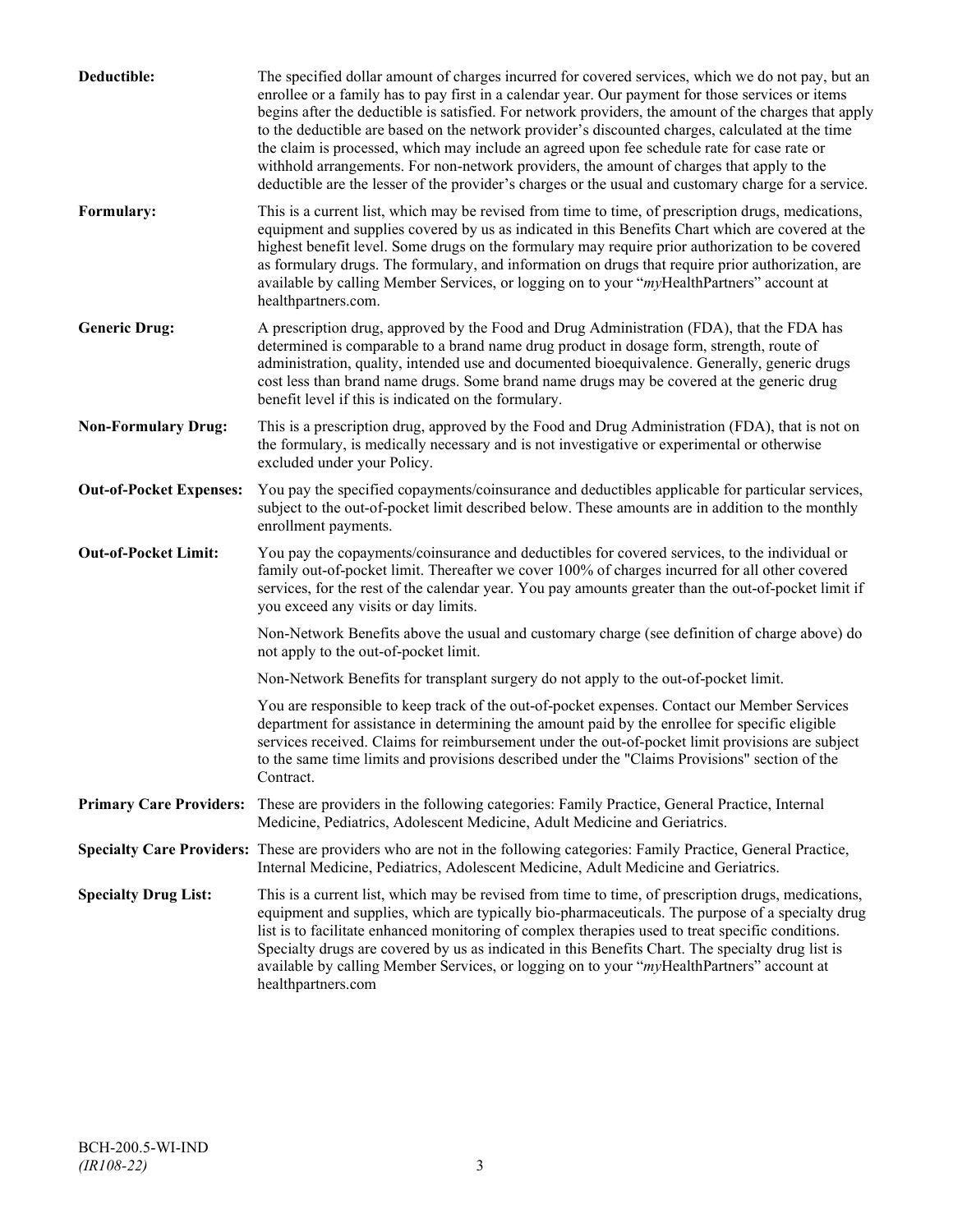**Deductible:** The specified dollar amount of charges incurred for covered services, which we do not pay, but an enrollee or a family has to pay first in a calendar year. Our payment for those services or items begins after the deductible is satisfied. For network providers, the amount of the charges that apply to the deductible are based on the network provider's discounted charges, calculated at the time the claim is processed, which may include an agreed upon fee schedule rate for case rate or withhold arrangements. For non-network providers, the amount of charges that apply to the deductible are the lesser of the provider's charges or the usual and customary charge for a service.

**Formulary:** This is a current list, which may be revised from time to time, of prescription drugs, medications, equipment and supplies covered by us as indicated in this Benefits Chart which are covered at the highest benefit level. Some drugs on the formulary may require prior authorization to be covered as formulary drugs. The formulary, and information on drugs that require prior authorization, are available by calling Member Services, or logging on to your "*my*HealthPartners" account at healthpartners.com.

**Generic Drug:** A prescription drug, approved by the Food and Drug Administration (FDA), that the FDA has determined is comparable to a brand name drug product in dosage form, strength, route of administration, quality, intended use and documented bioequivalence. Generally, generic drugs cost less than brand name drugs. Some brand name drugs may be covered at the generic drug benefit level if this is indicated on the formulary.

**Non-Formulary Drug:** This is a prescription drug, approved by the Food and Drug Administration (FDA), that is not on the formulary, is medically necessary and is not investigative or experimental or otherwise excluded under your Policy.

**Out-of-Pocket Expenses:** You pay the specified copayments/coinsurance and deductibles applicable for particular services, subject to the out-of-pocket limit described below. These amounts are in addition to the monthly enrollment payments.

**Out-of-Pocket Limit:** You pay the copayments/coinsurance and deductibles for covered services, to the individual or family out-of-pocket limit. Thereafter we cover 100% of charges incurred for all other covered services, for the rest of the calendar year. You pay amounts greater than the out-of-pocket limit if you exceed any visits or day limits.

Non-Network Benefits above the usual and customary charge (see definition of charge above) do not apply to the out-of-pocket limit.

Non-Network Benefits for transplant surgery do not apply to the out-of-pocket limit.

You are responsible to keep track of the out-of-pocket expenses. Contact our Member Services department for assistance in determining the amount paid by the enrollee for specific eligible services received. Claims for reimbursement under the out-of-pocket limit provisions are subject to the same time limits and provisions described under the "Claims Provisions" section of the Contract.

**Primary Care Providers:** These are providers in the following categories: Family Practice, General Practice, Internal Medicine, Pediatrics, Adolescent Medicine, Adult Medicine and Geriatrics.

**Specialty Care Providers:** These are providers who are not in the following categories: Family Practice, General Practice, Internal Medicine, Pediatrics, Adolescent Medicine, Adult Medicine and Geriatrics.

**Specialty Drug List:** This is a current list, which may be revised from time to time, of prescription drugs, medications, equipment and supplies, which are typically bio-pharmaceuticals. The purpose of a specialty drug list is to facilitate enhanced monitoring of complex therapies used to treat specific conditions. Specialty drugs are covered by us as indicated in this Benefits Chart. The specialty drug list is available by calling Member Services, or logging on to your "*my*HealthPartners" account at healthpartners.com

BCH-200.5-WI-IND
*(IR108-22)*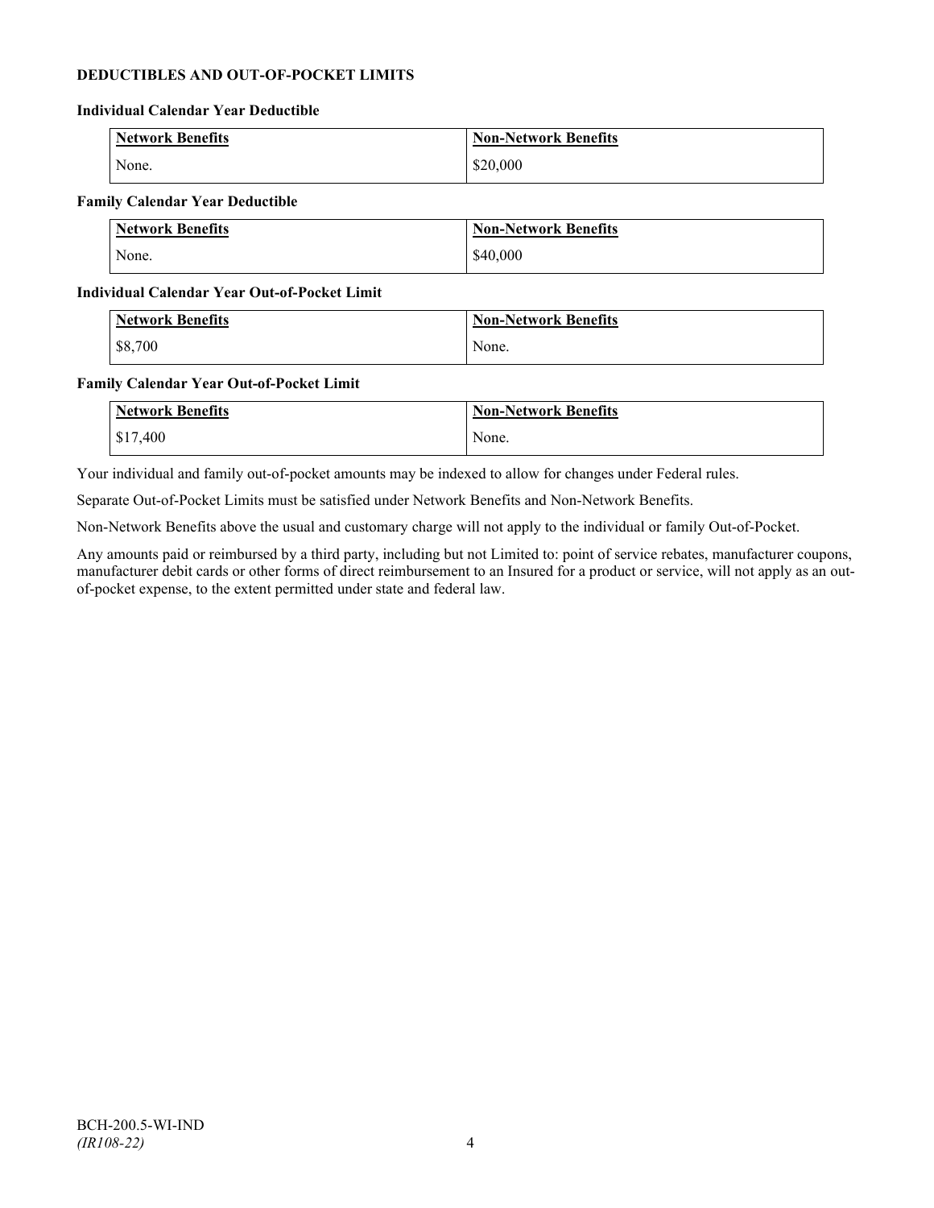**DEDUCTIBLES AND OUT-OF-POCKET LIMITS**

**Individual Calendar Year Deductible**

| Network Benefits | Non-Network Benefits |
|---|---|
| None. | $20,000 |

**Family Calendar Year Deductible**

| Network Benefits | Non-Network Benefits |
|---|---|
| None. | $40,000 |

**Individual Calendar Year Out-of-Pocket Limit**

| Network Benefits | Non-Network Benefits |
|---|---|
| $8,700 | None. |

**Family Calendar Year Out-of-Pocket Limit**

| Network Benefits | Non-Network Benefits |
|---|---|
| $17,400 | None. |

Your individual and family out-of-pocket amounts may be indexed to allow for changes under Federal rules.

Separate Out-of-Pocket Limits must be satisfied under Network Benefits and Non-Network Benefits.

Non-Network Benefits above the usual and customary charge will not apply to the individual or family Out-of-Pocket.

Any amounts paid or reimbursed by a third party, including but not Limited to: point of service rebates, manufacturer coupons, manufacturer debit cards or other forms of direct reimbursement to an Insured for a product or service, will not apply as an out-of-pocket expense, to the extent permitted under state and federal law.

BCH-200.5-WI-IND
*(IR108-22)*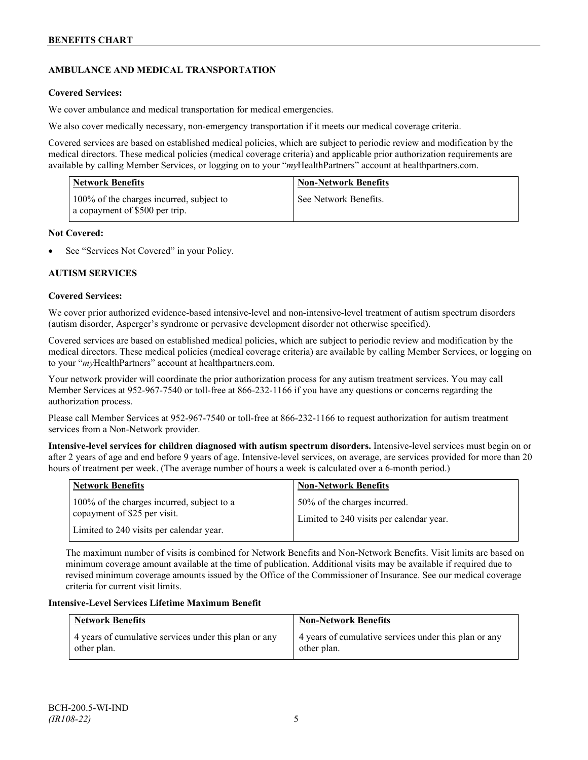## AMBULANCE AND MEDICAL TRANSPORTATION

**Covered Services:**

We cover ambulance and medical transportation for medical emergencies.

We also cover medically necessary, non-emergency transportation if it meets our medical coverage criteria.

Covered services are based on established medical policies, which are subject to periodic review and modification by the medical directors. These medical policies (medical coverage criteria) and applicable prior authorization requirements are available by calling Member Services, or logging on to your "*my*HealthPartners" account at healthpartners.com.

| Network Benefits | Non-Network Benefits |
| --- | --- |
| 100% of the charges incurred, subject to a copayment of $500 per trip. | See Network Benefits. |

**Not Covered:**

- See "Services Not Covered" in your Policy.

## AUTISM SERVICES

**Covered Services:**

We cover prior authorized evidence-based intensive-level and non-intensive-level treatment of autism spectrum disorders (autism disorder, Asperger's syndrome or pervasive development disorder not otherwise specified).

Covered services are based on established medical policies, which are subject to periodic review and modification by the medical directors. These medical policies (medical coverage criteria) are available by calling Member Services, or logging on to your "*my*HealthPartners" account at healthpartners.com.

Your network provider will coordinate the prior authorization process for any autism treatment services. You may call Member Services at 952-967-7540 or toll-free at 866-232-1166 if you have any questions or concerns regarding the authorization process.

Please call Member Services at 952-967-7540 or toll-free at 866-232-1166 to request authorization for autism treatment services from a Non-Network provider.

**Intensive-level services for children diagnosed with autism spectrum disorders.** Intensive-level services must begin on or after 2 years of age and end before 9 years of age. Intensive-level services, on average, are services provided for more than 20 hours of treatment per week. (The average number of hours a week is calculated over a 6-month period.)

| Network Benefits | Non-Network Benefits |
| --- | --- |
| 100% of the charges incurred, subject to a copayment of $25 per visit.<br><br>Limited to 240 visits per calendar year. | 50% of the charges incurred.<br><br>Limited to 240 visits per calendar year. |

The maximum number of visits is combined for Network Benefits and Non-Network Benefits. Visit limits are based on minimum coverage amount available at the time of publication. Additional visits may be available if required due to revised minimum coverage amounts issued by the Office of the Commissioner of Insurance. See our medical coverage criteria for current visit limits.

**Intensive-Level Services Lifetime Maximum Benefit**

| Network Benefits | Non-Network Benefits |
| --- | --- |
| 4 years of cumulative services under this plan or any other plan. | 4 years of cumulative services under this plan or any other plan. |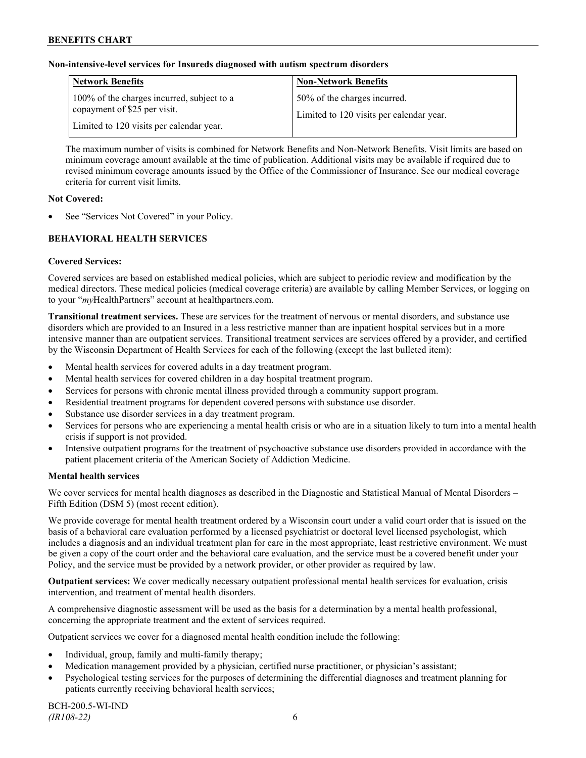**Non-intensive-level services for Insureds diagnosed with autism spectrum disorders**

| Network Benefits | Non-Network Benefits |
|---|---|
| 100% of the charges incurred, subject to a copayment of $25 per visit. <br><br> Limited to 120 visits per calendar year. | 50% of the charges incurred. <br><br> Limited to 120 visits per calendar year. |

The maximum number of visits is combined for Network Benefits and Non-Network Benefits. Visit limits are based on minimum coverage amount available at the time of publication. Additional visits may be available if required due to revised minimum coverage amounts issued by the Office of the Commissioner of Insurance. See our medical coverage criteria for current visit limits.

**Not Covered:**

- See "Services Not Covered" in your Policy.

## BEHAVIORAL HEALTH SERVICES

**Covered Services:**

Covered services are based on established medical policies, which are subject to periodic review and modification by the medical directors. These medical policies (medical coverage criteria) are available by calling Member Services, or logging on to your "*my*HealthPartners" account at healthpartners.com.

**Transitional treatment services.** These are services for the treatment of nervous or mental disorders, and substance use disorders which are provided to an Insured in a less restrictive manner than are inpatient hospital services but in a more intensive manner than are outpatient services. Transitional treatment services are services offered by a provider, and certified by the Wisconsin Department of Health Services for each of the following (except the last bulleted item):

- Mental health services for covered adults in a day treatment program.
- Mental health services for covered children in a day hospital treatment program.
- Services for persons with chronic mental illness provided through a community support program.
- Residential treatment programs for dependent covered persons with substance use disorder.
- Substance use disorder services in a day treatment program.
- Services for persons who are experiencing a mental health crisis or who are in a situation likely to turn into a mental health crisis if support is not provided.
- Intensive outpatient programs for the treatment of psychoactive substance use disorders provided in accordance with the patient placement criteria of the American Society of Addiction Medicine.

**Mental health services**

We cover services for mental health diagnoses as described in the Diagnostic and Statistical Manual of Mental Disorders – Fifth Edition (DSM 5) (most recent edition).

We provide coverage for mental health treatment ordered by a Wisconsin court under a valid court order that is issued on the basis of a behavioral care evaluation performed by a licensed psychiatrist or doctoral level licensed psychologist, which includes a diagnosis and an individual treatment plan for care in the most appropriate, least restrictive environment. We must be given a copy of the court order and the behavioral care evaluation, and the service must be a covered benefit under your Policy, and the service must be provided by a network provider, or other provider as required by law.

**Outpatient services:** We cover medically necessary outpatient professional mental health services for evaluation, crisis intervention, and treatment of mental health disorders.

A comprehensive diagnostic assessment will be used as the basis for a determination by a mental health professional, concerning the appropriate treatment and the extent of services required.

Outpatient services we cover for a diagnosed mental health condition include the following:

- Individual, group, family and multi-family therapy;
- Medication management provided by a physician, certified nurse practitioner, or physician's assistant;
- Psychological testing services for the purposes of determining the differential diagnoses and treatment planning for patients currently receiving behavioral health services;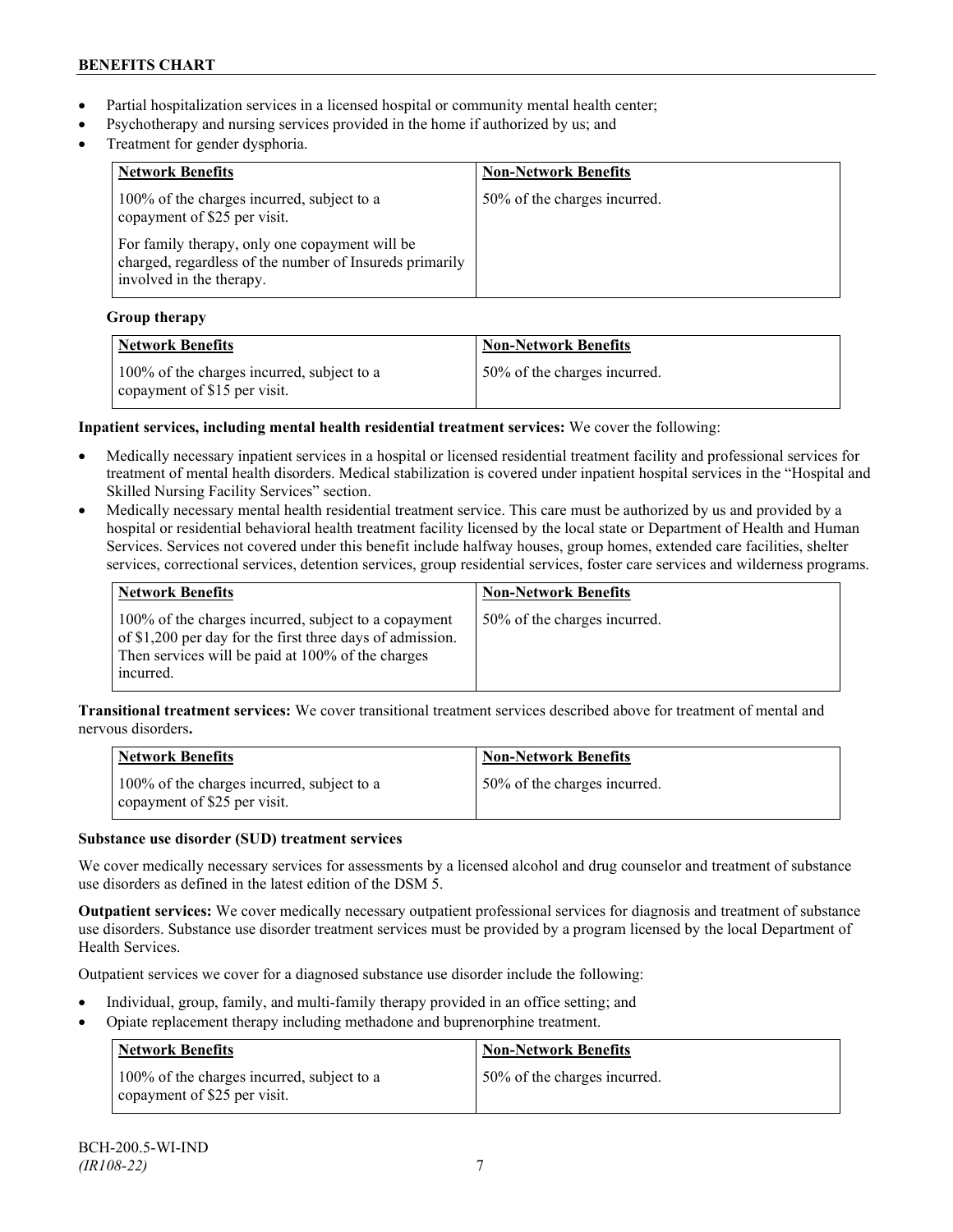- Partial hospitalization services in a licensed hospital or community mental health center;
- Psychotherapy and nursing services provided in the home if authorized by us; and
- Treatment for gender dysphoria.

| Network Benefits | Non-Network Benefits |
|---|---|
| 100% of the charges incurred, subject to a copayment of $25 per visit.<br><br>For family therapy, only one copayment will be charged, regardless of the number of Insureds primarily involved in the therapy. | 50% of the charges incurred. |

**Group therapy**

| Network Benefits | Non-Network Benefits |
|---|---|
| 100% of the charges incurred, subject to a copayment of $15 per visit. | 50% of the charges incurred. |

**Inpatient services, including mental health residential treatment services:** We cover the following:

- Medically necessary inpatient services in a hospital or licensed residential treatment facility and professional services for treatment of mental health disorders. Medical stabilization is covered under inpatient hospital services in the "Hospital and Skilled Nursing Facility Services" section.
- Medically necessary mental health residential treatment service. This care must be authorized by us and provided by a hospital or residential behavioral health treatment facility licensed by the local state or Department of Health and Human Services. Services not covered under this benefit include halfway houses, group homes, extended care facilities, shelter services, correctional services, detention services, group residential services, foster care services and wilderness programs.

| Network Benefits | Non-Network Benefits |
|---|---|
| 100% of the charges incurred, subject to a copayment of $1,200 per day for the first three days of admission. Then services will be paid at 100% of the charges incurred. | 50% of the charges incurred. |

**Transitional treatment services:** We cover transitional treatment services described above for treatment of mental and nervous disorders**.**

| Network Benefits | Non-Network Benefits |
|---|---|
| 100% of the charges incurred, subject to a copayment of $25 per visit. | 50% of the charges incurred. |

**Substance use disorder (SUD) treatment services**

We cover medically necessary services for assessments by a licensed alcohol and drug counselor and treatment of substance use disorders as defined in the latest edition of the DSM 5.

**Outpatient services:** We cover medically necessary outpatient professional services for diagnosis and treatment of substance use disorders. Substance use disorder treatment services must be provided by a program licensed by the local Department of Health Services.

Outpatient services we cover for a diagnosed substance use disorder include the following:

- Individual, group, family, and multi-family therapy provided in an office setting; and
- Opiate replacement therapy including methadone and buprenorphine treatment.

| Network Benefits | Non-Network Benefits |
|---|---|
| 100% of the charges incurred, subject to a copayment of $25 per visit. | 50% of the charges incurred. |

BCH-200.5-WI-IND
*(IR108-22)*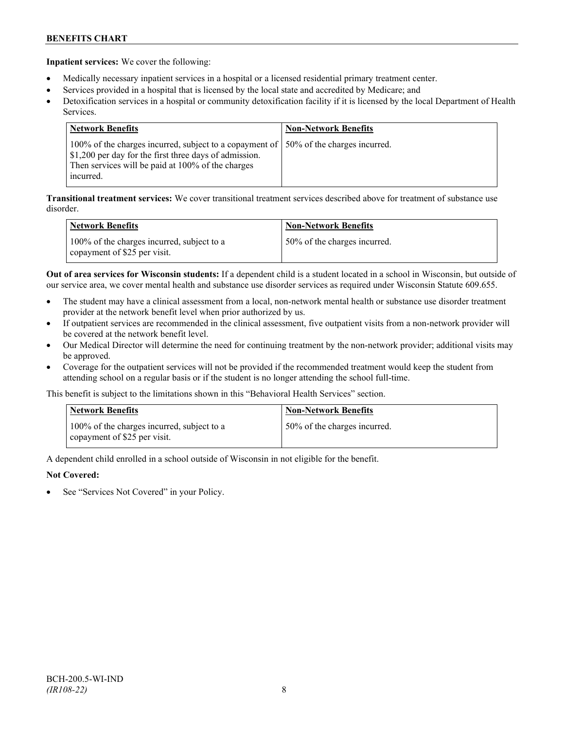**Inpatient services:** We cover the following:

- Medically necessary inpatient services in a hospital or a licensed residential primary treatment center.
- Services provided in a hospital that is licensed by the local state and accredited by Medicare; and
- Detoxification services in a hospital or community detoxification facility if it is licensed by the local Department of Health Services.

| Network Benefits | Non-Network Benefits |
| --- | --- |
| 100% of the charges incurred, subject to a copayment of $1,200 per day for the first three days of admission. Then services will be paid at 100% of the charges incurred. | 50% of the charges incurred. |

**Transitional treatment services:** We cover transitional treatment services described above for treatment of substance use disorder.

| Network Benefits | Non-Network Benefits |
| --- | --- |
| 100% of the charges incurred, subject to a copayment of $25 per visit. | 50% of the charges incurred. |

**Out of area services for Wisconsin students:** If a dependent child is a student located in a school in Wisconsin, but outside of our service area, we cover mental health and substance use disorder services as required under Wisconsin Statute 609.655.

- The student may have a clinical assessment from a local, non-network mental health or substance use disorder treatment provider at the network benefit level when prior authorized by us.
- If outpatient services are recommended in the clinical assessment, five outpatient visits from a non-network provider will be covered at the network benefit level.
- Our Medical Director will determine the need for continuing treatment by the non-network provider; additional visits may be approved.
- Coverage for the outpatient services will not be provided if the recommended treatment would keep the student from attending school on a regular basis or if the student is no longer attending the school full-time.

This benefit is subject to the limitations shown in this "Behavioral Health Services" section.

| Network Benefits | Non-Network Benefits |
| --- | --- |
| 100% of the charges incurred, subject to a copayment of $25 per visit. | 50% of the charges incurred. |

A dependent child enrolled in a school outside of Wisconsin in not eligible for the benefit.

**Not Covered:**

- See "Services Not Covered" in your Policy.

BCH-200.5-WI-IND
*(IR108-22)*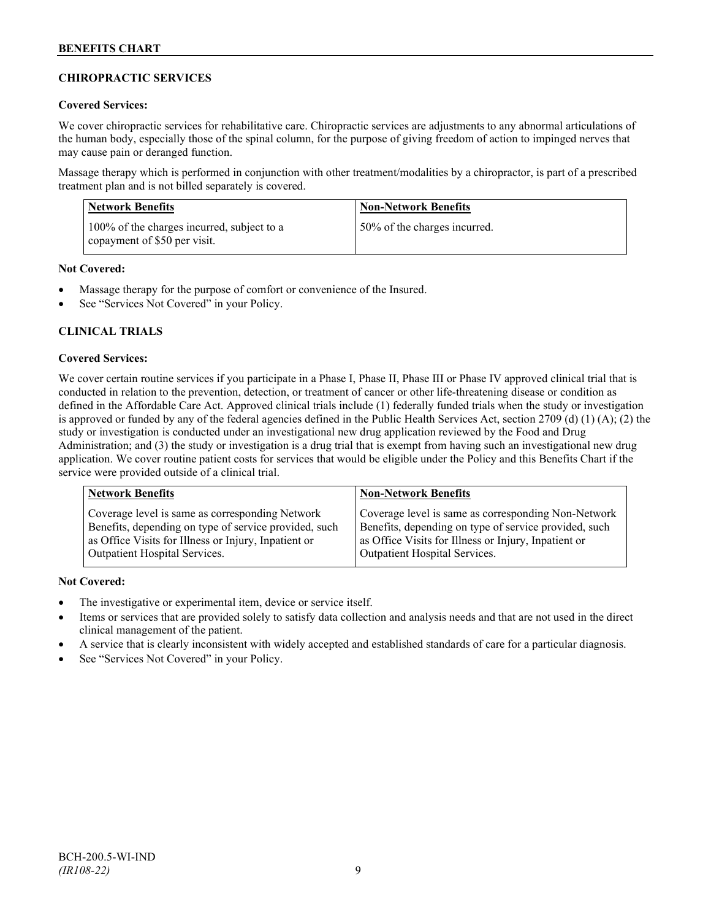## CHIROPRACTIC SERVICES

**Covered Services:**

We cover chiropractic services for rehabilitative care. Chiropractic services are adjustments to any abnormal articulations of the human body, especially those of the spinal column, for the purpose of giving freedom of action to impinged nerves that may cause pain or deranged function.

Massage therapy which is performed in conjunction with other treatment/modalities by a chiropractor, is part of a prescribed treatment plan and is not billed separately is covered.

| Network Benefits | Non-Network Benefits |
| --- | --- |
| 100% of the charges incurred, subject to a copayment of $50 per visit. | 50% of the charges incurred. |

**Not Covered:**

- Massage therapy for the purpose of comfort or convenience of the Insured.
- See "Services Not Covered" in your Policy.

## CLINICAL TRIALS

**Covered Services:**

We cover certain routine services if you participate in a Phase I, Phase II, Phase III or Phase IV approved clinical trial that is conducted in relation to the prevention, detection, or treatment of cancer or other life-threatening disease or condition as defined in the Affordable Care Act. Approved clinical trials include (1) federally funded trials when the study or investigation is approved or funded by any of the federal agencies defined in the Public Health Services Act, section 2709 (d) (1) (A); (2) the study or investigation is conducted under an investigational new drug application reviewed by the Food and Drug Administration; and (3) the study or investigation is a drug trial that is exempt from having such an investigational new drug application. We cover routine patient costs for services that would be eligible under the Policy and this Benefits Chart if the service were provided outside of a clinical trial.

| Network Benefits | Non-Network Benefits |
| --- | --- |
| Coverage level is same as corresponding Network Benefits, depending on type of service provided, such as Office Visits for Illness or Injury, Inpatient or Outpatient Hospital Services. | Coverage level is same as corresponding Non-Network Benefits, depending on type of service provided, such as Office Visits for Illness or Injury, Inpatient or Outpatient Hospital Services. |

**Not Covered:**

- The investigative or experimental item, device or service itself.
- Items or services that are provided solely to satisfy data collection and analysis needs and that are not used in the direct clinical management of the patient.
- A service that is clearly inconsistent with widely accepted and established standards of care for a particular diagnosis.
- See "Services Not Covered" in your Policy.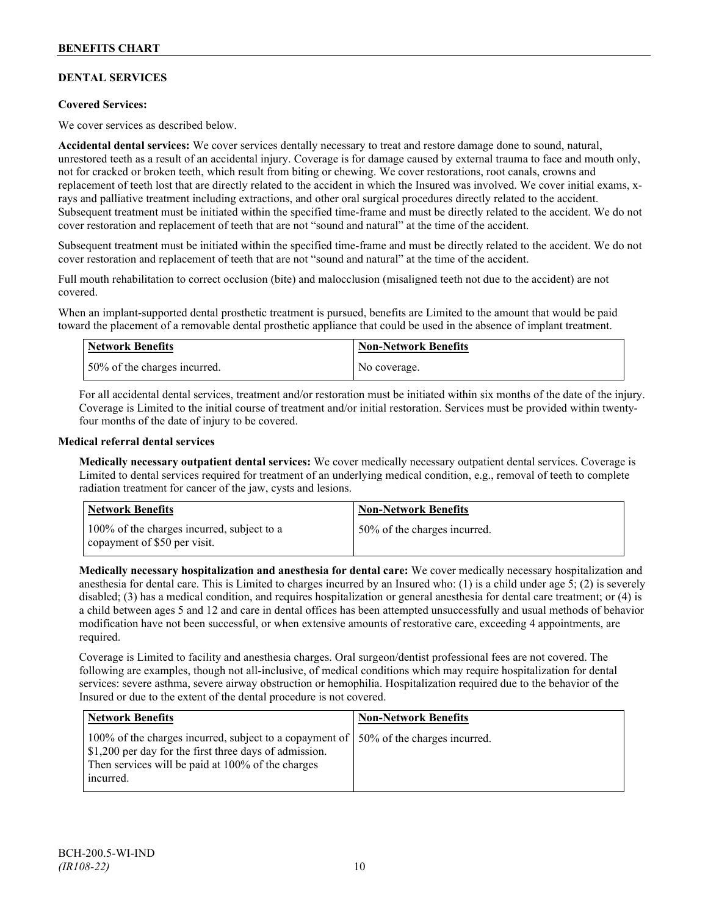## DENTAL SERVICES

**Covered Services:**

We cover services as described below.

**Accidental dental services:** We cover services dentally necessary to treat and restore damage done to sound, natural, unrestored teeth as a result of an accidental injury. Coverage is for damage caused by external trauma to face and mouth only, not for cracked or broken teeth, which result from biting or chewing. We cover restorations, root canals, crowns and replacement of teeth lost that are directly related to the accident in which the Insured was involved. We cover initial exams, x-rays and palliative treatment including extractions, and other oral surgical procedures directly related to the accident. Subsequent treatment must be initiated within the specified time-frame and must be directly related to the accident. We do not cover restoration and replacement of teeth that are not "sound and natural" at the time of the accident.

Subsequent treatment must be initiated within the specified time-frame and must be directly related to the accident. We do not cover restoration and replacement of teeth that are not "sound and natural" at the time of the accident.

Full mouth rehabilitation to correct occlusion (bite) and malocclusion (misaligned teeth not due to the accident) are not covered.

When an implant-supported dental prosthetic treatment is pursued, benefits are Limited to the amount that would be paid toward the placement of a removable dental prosthetic appliance that could be used in the absence of implant treatment.

| Network Benefits | Non-Network Benefits |
|---|---|
| 50% of the charges incurred. | No coverage. |

For all accidental dental services, treatment and/or restoration must be initiated within six months of the date of the injury. Coverage is Limited to the initial course of treatment and/or initial restoration. Services must be provided within twenty-four months of the date of injury to be covered.

**Medical referral dental services**

**Medically necessary outpatient dental services:** We cover medically necessary outpatient dental services. Coverage is Limited to dental services required for treatment of an underlying medical condition, e.g., removal of teeth to complete radiation treatment for cancer of the jaw, cysts and lesions.

| Network Benefits | Non-Network Benefits |
|---|---|
| 100% of the charges incurred, subject to a copayment of $50 per visit. | 50% of the charges incurred. |

**Medically necessary hospitalization and anesthesia for dental care:** We cover medically necessary hospitalization and anesthesia for dental care. This is Limited to charges incurred by an Insured who: (1) is a child under age 5; (2) is severely disabled; (3) has a medical condition, and requires hospitalization or general anesthesia for dental care treatment; or (4) is a child between ages 5 and 12 and care in dental offices has been attempted unsuccessfully and usual methods of behavior modification have not been successful, or when extensive amounts of restorative care, exceeding 4 appointments, are required.

Coverage is Limited to facility and anesthesia charges. Oral surgeon/dentist professional fees are not covered. The following are examples, though not all-inclusive, of medical conditions which may require hospitalization for dental services: severe asthma, severe airway obstruction or hemophilia. Hospitalization required due to the behavior of the Insured or due to the extent of the dental procedure is not covered.

| Network Benefits | Non-Network Benefits |
|---|---|
| 100% of the charges incurred, subject to a copayment of $1,200 per day for the first three days of admission. Then services will be paid at 100% of the charges incurred. | 50% of the charges incurred. |

BCH-200.5-WI-IND
*(IR108-22)*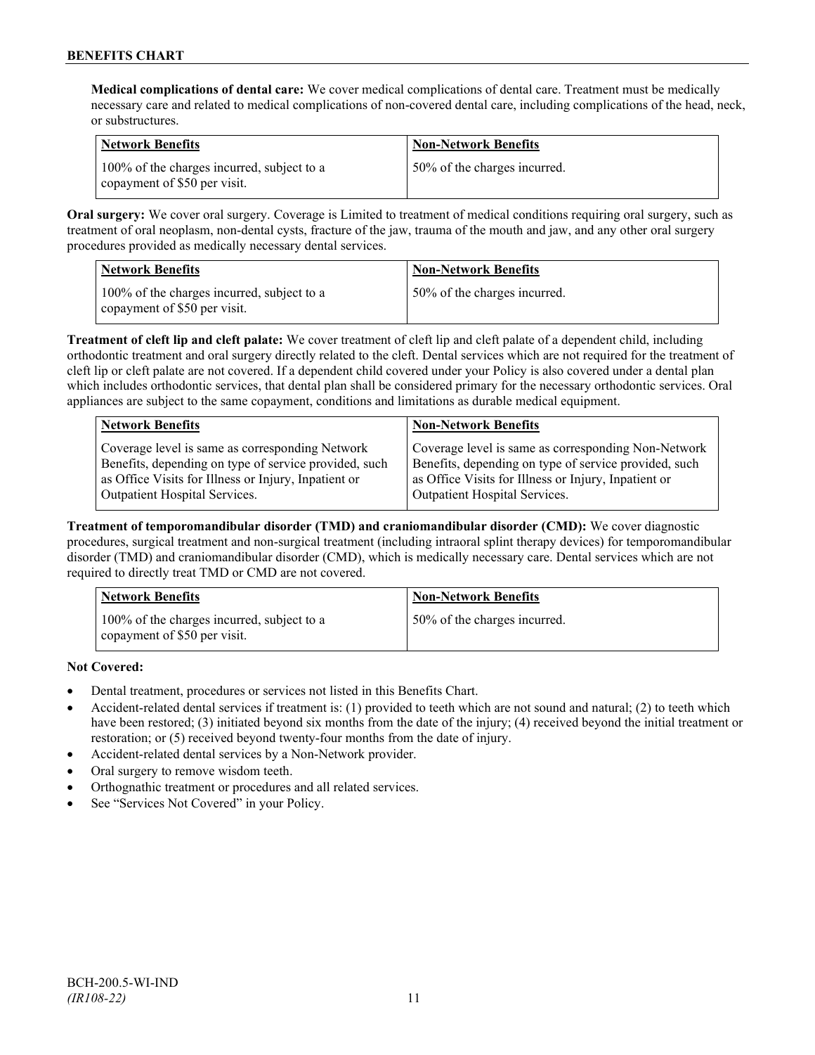**Medical complications of dental care:** We cover medical complications of dental care. Treatment must be medically necessary care and related to medical complications of non-covered dental care, including complications of the head, neck, or substructures.

| Network Benefits | Non-Network Benefits |
|---|---|
| 100% of the charges incurred, subject to a copayment of $50 per visit. | 50% of the charges incurred. |

**Oral surgery:** We cover oral surgery. Coverage is Limited to treatment of medical conditions requiring oral surgery, such as treatment of oral neoplasm, non-dental cysts, fracture of the jaw, trauma of the mouth and jaw, and any other oral surgery procedures provided as medically necessary dental services.

| Network Benefits | Non-Network Benefits |
|---|---|
| 100% of the charges incurred, subject to a copayment of $50 per visit. | 50% of the charges incurred. |

**Treatment of cleft lip and cleft palate:** We cover treatment of cleft lip and cleft palate of a dependent child, including orthodontic treatment and oral surgery directly related to the cleft. Dental services which are not required for the treatment of cleft lip or cleft palate are not covered. If a dependent child covered under your Policy is also covered under a dental plan which includes orthodontic services, that dental plan shall be considered primary for the necessary orthodontic services. Oral appliances are subject to the same copayment, conditions and limitations as durable medical equipment.

| Network Benefits | Non-Network Benefits |
|---|---|
| Coverage level is same as corresponding Network Benefits, depending on type of service provided, such as Office Visits for Illness or Injury, Inpatient or Outpatient Hospital Services. | Coverage level is same as corresponding Non-Network Benefits, depending on type of service provided, such as Office Visits for Illness or Injury, Inpatient or Outpatient Hospital Services. |

**Treatment of temporomandibular disorder (TMD) and craniomandibular disorder (CMD):** We cover diagnostic procedures, surgical treatment and non-surgical treatment (including intraoral splint therapy devices) for temporomandibular disorder (TMD) and craniomandibular disorder (CMD), which is medically necessary care. Dental services which are not required to directly treat TMD or CMD are not covered.

| Network Benefits | Non-Network Benefits |
|---|---|
| 100% of the charges incurred, subject to a copayment of $50 per visit. | 50% of the charges incurred. |

**Not Covered:**

- Dental treatment, procedures or services not listed in this Benefits Chart.
- Accident-related dental services if treatment is: (1) provided to teeth which are not sound and natural; (2) to teeth which have been restored; (3) initiated beyond six months from the date of the injury; (4) received beyond the initial treatment or restoration; or (5) received beyond twenty-four months from the date of injury.
- Accident-related dental services by a Non-Network provider.
- Oral surgery to remove wisdom teeth.
- Orthognathic treatment or procedures and all related services.
- See "Services Not Covered" in your Policy.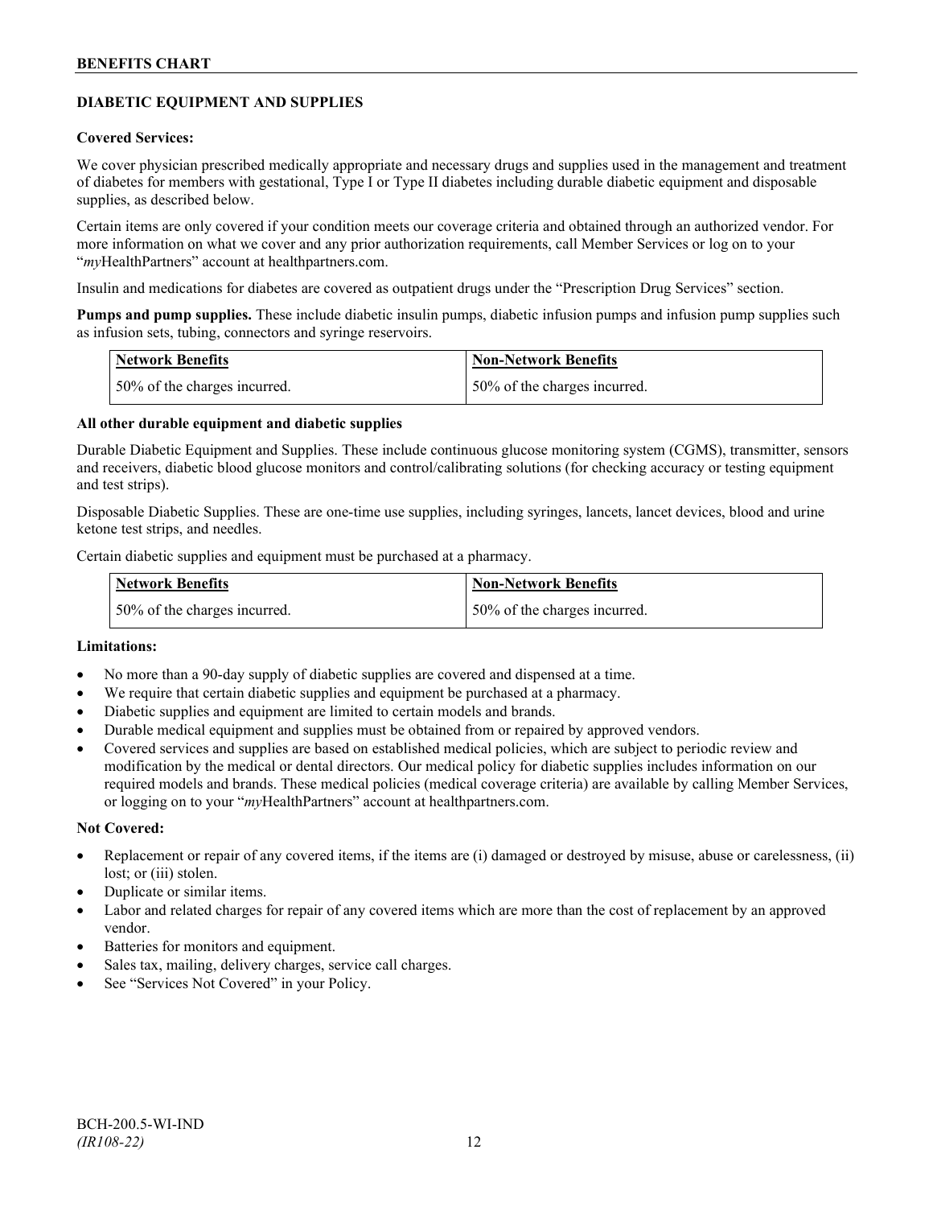## DIABETIC EQUIPMENT AND SUPPLIES

**Covered Services:**

We cover physician prescribed medically appropriate and necessary drugs and supplies used in the management and treatment of diabetes for members with gestational, Type I or Type II diabetes including durable diabetic equipment and disposable supplies, as described below.

Certain items are only covered if your condition meets our coverage criteria and obtained through an authorized vendor. For more information on what we cover and any prior authorization requirements, call Member Services or log on to your "*my*HealthPartners" account at healthpartners.com.

Insulin and medications for diabetes are covered as outpatient drugs under the "Prescription Drug Services" section.

**Pumps and pump supplies.** These include diabetic insulin pumps, diabetic infusion pumps and infusion pump supplies such as infusion sets, tubing, connectors and syringe reservoirs.

| Network Benefits | Non-Network Benefits |
|---|---|
| 50% of the charges incurred. | 50% of the charges incurred. |

**All other durable equipment and diabetic supplies**

Durable Diabetic Equipment and Supplies. These include continuous glucose monitoring system (CGMS), transmitter, sensors and receivers, diabetic blood glucose monitors and control/calibrating solutions (for checking accuracy or testing equipment and test strips).

Disposable Diabetic Supplies. These are one-time use supplies, including syringes, lancets, lancet devices, blood and urine ketone test strips, and needles.

Certain diabetic supplies and equipment must be purchased at a pharmacy.

| Network Benefits | Non-Network Benefits |
|---|---|
| 50% of the charges incurred. | 50% of the charges incurred. |

**Limitations:**

- No more than a 90-day supply of diabetic supplies are covered and dispensed at a time.
- We require that certain diabetic supplies and equipment be purchased at a pharmacy.
- Diabetic supplies and equipment are limited to certain models and brands.
- Durable medical equipment and supplies must be obtained from or repaired by approved vendors.
- Covered services and supplies are based on established medical policies, which are subject to periodic review and modification by the medical or dental directors. Our medical policy for diabetic supplies includes information on our required models and brands. These medical policies (medical coverage criteria) are available by calling Member Services, or logging on to your "*my*HealthPartners" account at healthpartners.com.

**Not Covered:**

- Replacement or repair of any covered items, if the items are (i) damaged or destroyed by misuse, abuse or carelessness, (ii) lost; or (iii) stolen.
- Duplicate or similar items.
- Labor and related charges for repair of any covered items which are more than the cost of replacement by an approved vendor.
- Batteries for monitors and equipment.
- Sales tax, mailing, delivery charges, service call charges.
- See "Services Not Covered" in your Policy.

BCH-200.5-WI-IND
*(IR108-22)*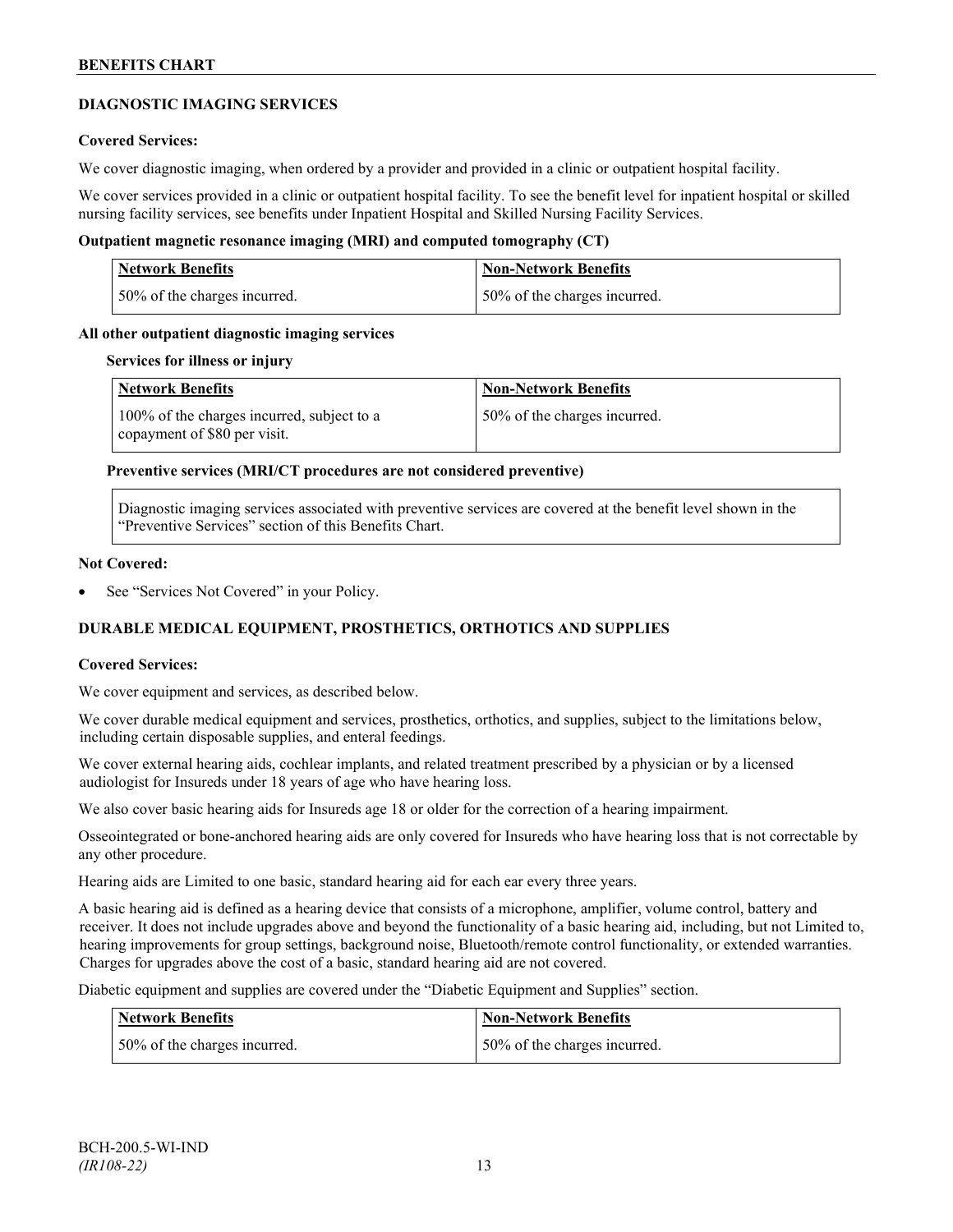## DIAGNOSTIC IMAGING SERVICES

**Covered Services:**

We cover diagnostic imaging, when ordered by a provider and provided in a clinic or outpatient hospital facility.

We cover services provided in a clinic or outpatient hospital facility. To see the benefit level for inpatient hospital or skilled nursing facility services, see benefits under Inpatient Hospital and Skilled Nursing Facility Services.

**Outpatient magnetic resonance imaging (MRI) and computed tomography (CT)**

| Network Benefits | Non-Network Benefits |
| --- | --- |
| 50% of the charges incurred. | 50% of the charges incurred. |

**All other outpatient diagnostic imaging services**

**Services for illness or injury**

| Network Benefits | Non-Network Benefits |
| --- | --- |
| 100% of the charges incurred, subject to a copayment of $80 per visit. | 50% of the charges incurred. |

**Preventive services (MRI/CT procedures are not considered preventive)**

| Diagnostic imaging services associated with preventive services are covered at the benefit level shown in the "Preventive Services" section of this Benefits Chart. |
| --- |

**Not Covered:**

- See "Services Not Covered" in your Policy.

## DURABLE MEDICAL EQUIPMENT, PROSTHETICS, ORTHOTICS AND SUPPLIES

**Covered Services:**

We cover equipment and services, as described below.

We cover durable medical equipment and services, prosthetics, orthotics, and supplies, subject to the limitations below, including certain disposable supplies, and enteral feedings.

We cover external hearing aids, cochlear implants, and related treatment prescribed by a physician or by a licensed audiologist for Insureds under 18 years of age who have hearing loss.

We also cover basic hearing aids for Insureds age 18 or older for the correction of a hearing impairment.

Osseointegrated or bone-anchored hearing aids are only covered for Insureds who have hearing loss that is not correctable by any other procedure.

Hearing aids are Limited to one basic, standard hearing aid for each ear every three years.

A basic hearing aid is defined as a hearing device that consists of a microphone, amplifier, volume control, battery and receiver. It does not include upgrades above and beyond the functionality of a basic hearing aid, including, but not Limited to, hearing improvements for group settings, background noise, Bluetooth/remote control functionality, or extended warranties. Charges for upgrades above the cost of a basic, standard hearing aid are not covered.

Diabetic equipment and supplies are covered under the "Diabetic Equipment and Supplies" section.

| Network Benefits | Non-Network Benefits |
| --- | --- |
| 50% of the charges incurred. | 50% of the charges incurred. |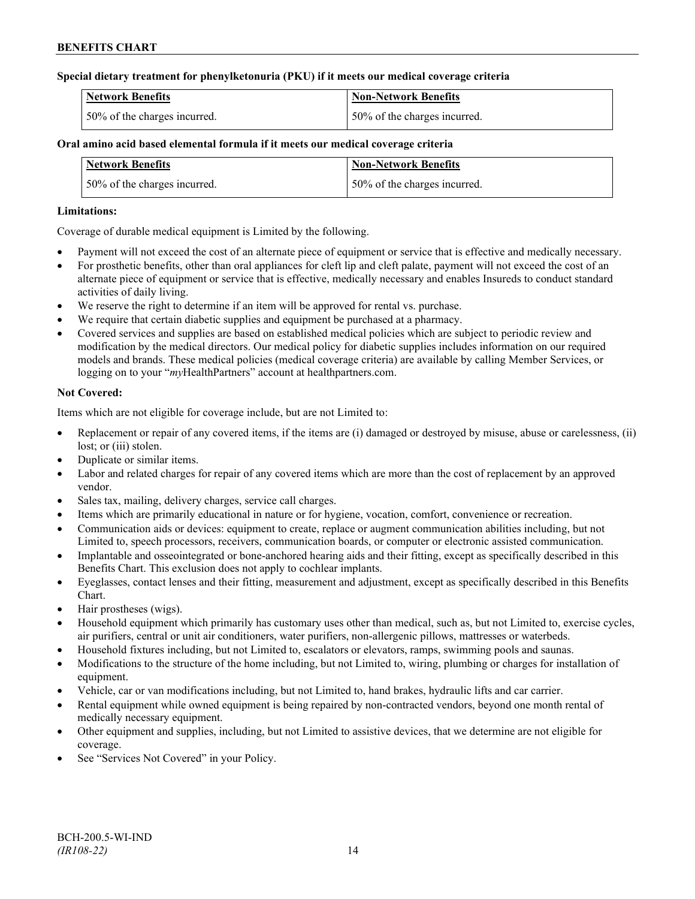**Special dietary treatment for phenylketonuria (PKU) if it meets our medical coverage criteria**

| Network Benefits | Non-Network Benefits |
|---|---|
| 50% of the charges incurred. | 50% of the charges incurred. |

**Oral amino acid based elemental formula if it meets our medical coverage criteria**

| Network Benefits | Non-Network Benefits |
|---|---|
| 50% of the charges incurred. | 50% of the charges incurred. |

**Limitations:**

Coverage of durable medical equipment is Limited by the following.

- Payment will not exceed the cost of an alternate piece of equipment or service that is effective and medically necessary.
- For prosthetic benefits, other than oral appliances for cleft lip and cleft palate, payment will not exceed the cost of an alternate piece of equipment or service that is effective, medically necessary and enables Insureds to conduct standard activities of daily living.
- We reserve the right to determine if an item will be approved for rental vs. purchase.
- We require that certain diabetic supplies and equipment be purchased at a pharmacy.
- Covered services and supplies are based on established medical policies which are subject to periodic review and modification by the medical directors. Our medical policy for diabetic supplies includes information on our required models and brands. These medical policies (medical coverage criteria) are available by calling Member Services, or logging on to your "*my*HealthPartners" account at healthpartners.com.

**Not Covered:**

Items which are not eligible for coverage include, but are not Limited to:

- Replacement or repair of any covered items, if the items are (i) damaged or destroyed by misuse, abuse or carelessness, (ii) lost; or (iii) stolen.
- Duplicate or similar items.
- Labor and related charges for repair of any covered items which are more than the cost of replacement by an approved vendor.
- Sales tax, mailing, delivery charges, service call charges.
- Items which are primarily educational in nature or for hygiene, vocation, comfort, convenience or recreation.
- Communication aids or devices: equipment to create, replace or augment communication abilities including, but not Limited to, speech processors, receivers, communication boards, or computer or electronic assisted communication.
- Implantable and osseointegrated or bone-anchored hearing aids and their fitting, except as specifically described in this Benefits Chart. This exclusion does not apply to cochlear implants.
- Eyeglasses, contact lenses and their fitting, measurement and adjustment, except as specifically described in this Benefits Chart.
- Hair prostheses (wigs).
- Household equipment which primarily has customary uses other than medical, such as, but not Limited to, exercise cycles, air purifiers, central or unit air conditioners, water purifiers, non-allergenic pillows, mattresses or waterbeds.
- Household fixtures including, but not Limited to, escalators or elevators, ramps, swimming pools and saunas.
- Modifications to the structure of the home including, but not Limited to, wiring, plumbing or charges for installation of equipment.
- Vehicle, car or van modifications including, but not Limited to, hand brakes, hydraulic lifts and car carrier.
- Rental equipment while owned equipment is being repaired by non-contracted vendors, beyond one month rental of medically necessary equipment.
- Other equipment and supplies, including, but not Limited to assistive devices, that we determine are not eligible for coverage.
- See "Services Not Covered" in your Policy.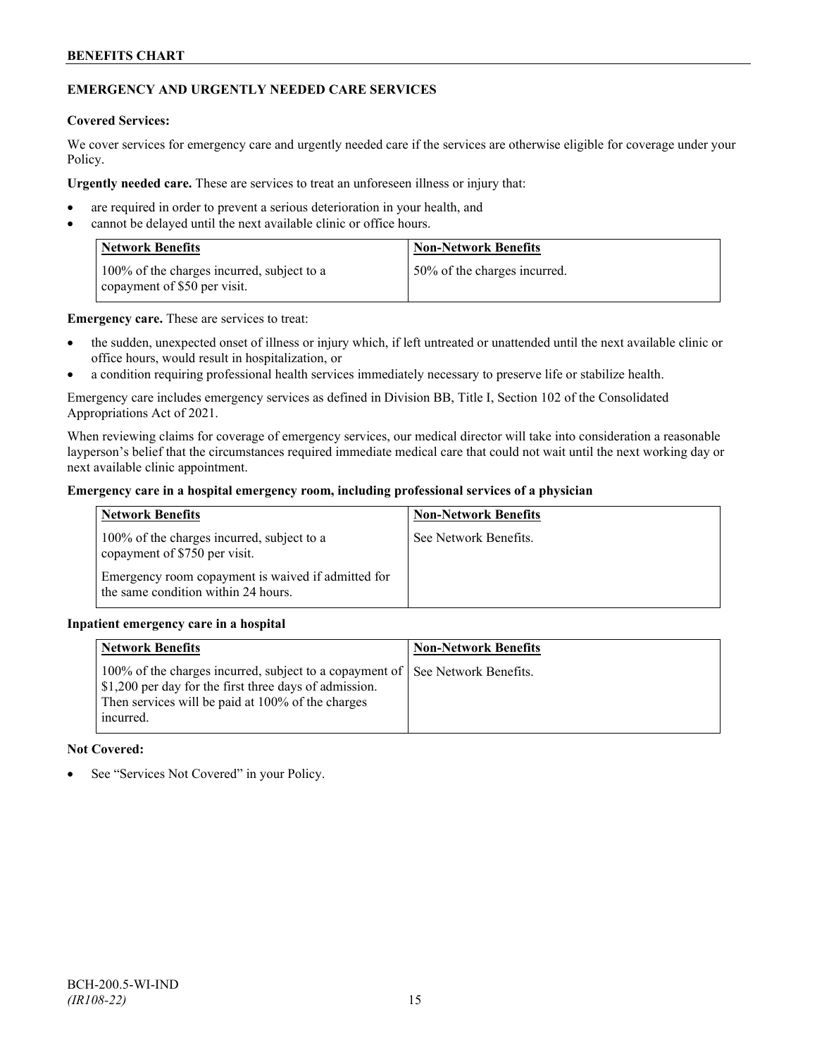## EMERGENCY AND URGENTLY NEEDED CARE SERVICES

**Covered Services:**

We cover services for emergency care and urgently needed care if the services are otherwise eligible for coverage under your Policy.

**Urgently needed care.** These are services to treat an unforeseen illness or injury that:

- are required in order to prevent a serious deterioration in your health, and
- cannot be delayed until the next available clinic or office hours.

| Network Benefits | Non-Network Benefits |
|---|---|
| 100% of the charges incurred, subject to a copayment of $50 per visit. | 50% of the charges incurred. |

**Emergency care.** These are services to treat:

- the sudden, unexpected onset of illness or injury which, if left untreated or unattended until the next available clinic or office hours, would result in hospitalization, or
- a condition requiring professional health services immediately necessary to preserve life or stabilize health.

Emergency care includes emergency services as defined in Division BB, Title I, Section 102 of the Consolidated Appropriations Act of 2021.

When reviewing claims for coverage of emergency services, our medical director will take into consideration a reasonable layperson's belief that the circumstances required immediate medical care that could not wait until the next working day or next available clinic appointment.

**Emergency care in a hospital emergency room, including professional services of a physician**

| Network Benefits | Non-Network Benefits |
|---|---|
| 100% of the charges incurred, subject to a copayment of $750 per visit.<br><br>Emergency room copayment is waived if admitted for the same condition within 24 hours. | See Network Benefits. |

**Inpatient emergency care in a hospital**

| Network Benefits | Non-Network Benefits |
|---|---|
| 100% of the charges incurred, subject to a copayment of $1,200 per day for the first three days of admission. Then services will be paid at 100% of the charges incurred. | See Network Benefits. |

**Not Covered:**

- See "Services Not Covered" in your Policy.

BCH-200.5-WI-IND
*(IR108-22)*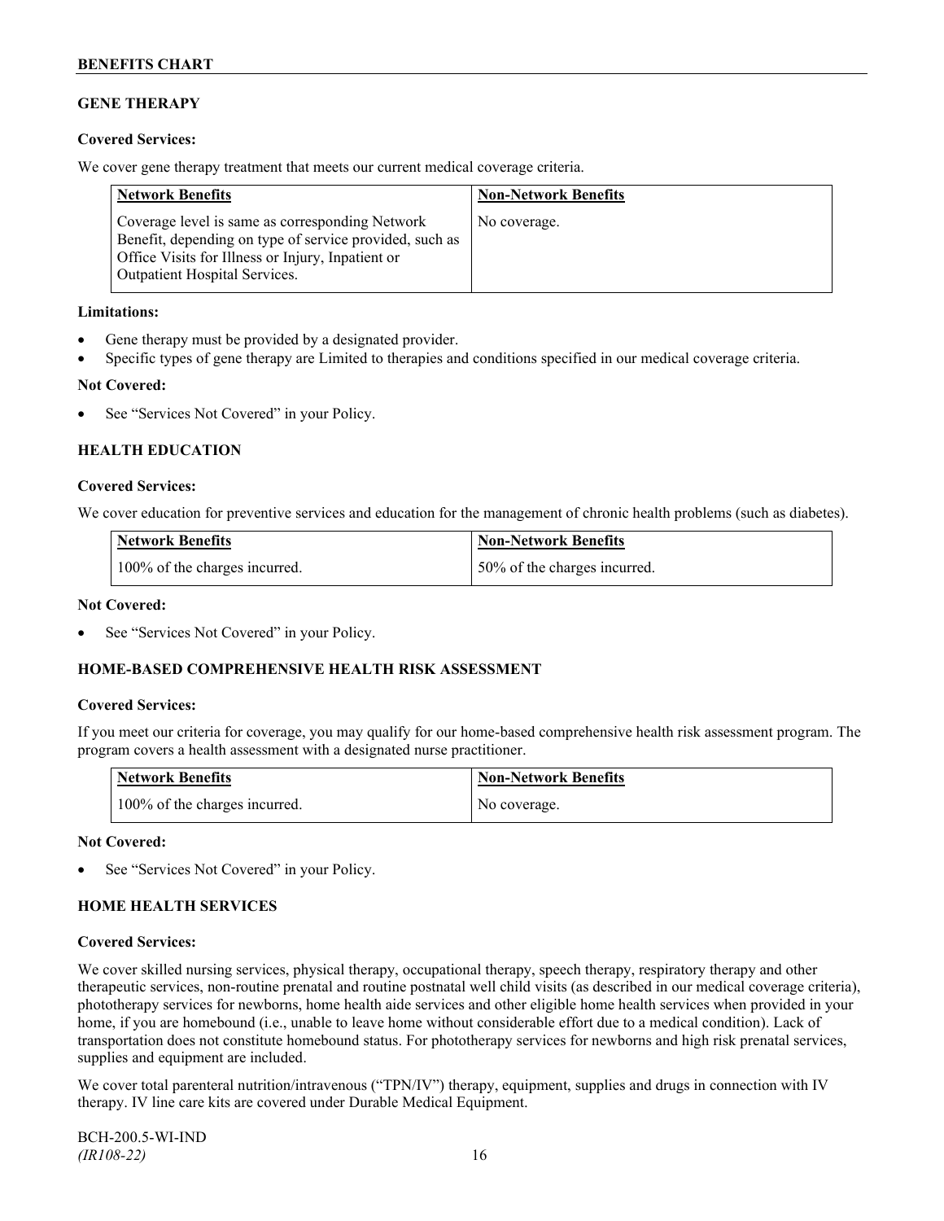## GENE THERAPY

**Covered Services:**

We cover gene therapy treatment that meets our current medical coverage criteria.

| Network Benefits | Non-Network Benefits |
|---|---|
| Coverage level is same as corresponding Network Benefit, depending on type of service provided, such as Office Visits for Illness or Injury, Inpatient or Outpatient Hospital Services. | No coverage. |

**Limitations:**

- Gene therapy must be provided by a designated provider.
- Specific types of gene therapy are Limited to therapies and conditions specified in our medical coverage criteria.

**Not Covered:**

- See "Services Not Covered" in your Policy.

## HEALTH EDUCATION

**Covered Services:**

We cover education for preventive services and education for the management of chronic health problems (such as diabetes).

| Network Benefits | Non-Network Benefits |
|---|---|
| 100% of the charges incurred. | 50% of the charges incurred. |

**Not Covered:**

- See "Services Not Covered" in your Policy.

## HOME-BASED COMPREHENSIVE HEALTH RISK ASSESSMENT

**Covered Services:**

If you meet our criteria for coverage, you may qualify for our home-based comprehensive health risk assessment program. The program covers a health assessment with a designated nurse practitioner.

| Network Benefits | Non-Network Benefits |
|---|---|
| 100% of the charges incurred. | No coverage. |

**Not Covered:**

- See "Services Not Covered" in your Policy.

## HOME HEALTH SERVICES

**Covered Services:**

We cover skilled nursing services, physical therapy, occupational therapy, speech therapy, respiratory therapy and other therapeutic services, non-routine prenatal and routine postnatal well child visits (as described in our medical coverage criteria), phototherapy services for newborns, home health aide services and other eligible home health services when provided in your home, if you are homebound (i.e., unable to leave home without considerable effort due to a medical condition). Lack of transportation does not constitute homebound status. For phototherapy services for newborns and high risk prenatal services, supplies and equipment are included.

We cover total parenteral nutrition/intravenous ("TPN/IV") therapy, equipment, supplies and drugs in connection with IV therapy. IV line care kits are covered under Durable Medical Equipment.

BCH-200.5-WI-IND
*(IR108-22)*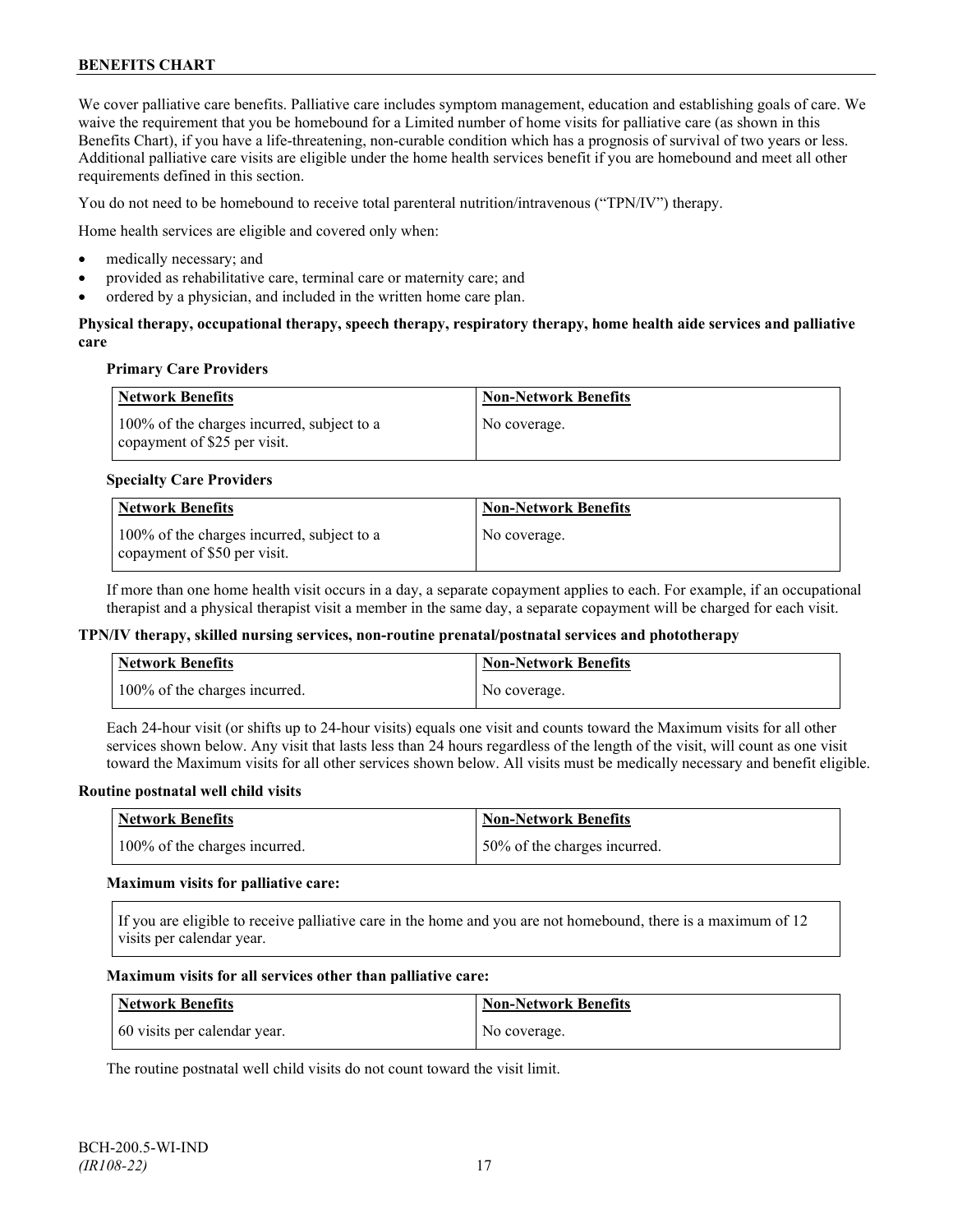We cover palliative care benefits. Palliative care includes symptom management, education and establishing goals of care. We waive the requirement that you be homebound for a Limited number of home visits for palliative care (as shown in this Benefits Chart), if you have a life-threatening, non-curable condition which has a prognosis of survival of two years or less. Additional palliative care visits are eligible under the home health services benefit if you are homebound and meet all other requirements defined in this section.

You do not need to be homebound to receive total parenteral nutrition/intravenous ("TPN/IV") therapy.

Home health services are eligible and covered only when:

- medically necessary; and
- provided as rehabilitative care, terminal care or maternity care; and
- ordered by a physician, and included in the written home care plan.

**Physical therapy, occupational therapy, speech therapy, respiratory therapy, home health aide services and palliative care**

**Primary Care Providers**

| Network Benefits | Non-Network Benefits |
|---|---|
| 100% of the charges incurred, subject to a copayment of $25 per visit. | No coverage. |

**Specialty Care Providers**

| Network Benefits | Non-Network Benefits |
|---|---|
| 100% of the charges incurred, subject to a copayment of $50 per visit. | No coverage. |

If more than one home health visit occurs in a day, a separate copayment applies to each. For example, if an occupational therapist and a physical therapist visit a member in the same day, a separate copayment will be charged for each visit.

**TPN/IV therapy, skilled nursing services, non-routine prenatal/postnatal services and phototherapy**

| Network Benefits | Non-Network Benefits |
|---|---|
| 100% of the charges incurred. | No coverage. |

Each 24-hour visit (or shifts up to 24-hour visits) equals one visit and counts toward the Maximum visits for all other services shown below. Any visit that lasts less than 24 hours regardless of the length of the visit, will count as one visit toward the Maximum visits for all other services shown below. All visits must be medically necessary and benefit eligible.

**Routine postnatal well child visits**

| Network Benefits | Non-Network Benefits |
|---|---|
| 100% of the charges incurred. | 50% of the charges incurred. |

**Maximum visits for palliative care:**

If you are eligible to receive palliative care in the home and you are not homebound, there is a maximum of 12 visits per calendar year.

**Maximum visits for all services other than palliative care:**

| Network Benefits | Non-Network Benefits |
|---|---|
| 60 visits per calendar year. | No coverage. |

The routine postnatal well child visits do not count toward the visit limit.

BCH-200.5-WI-IND
*(IR108-22)*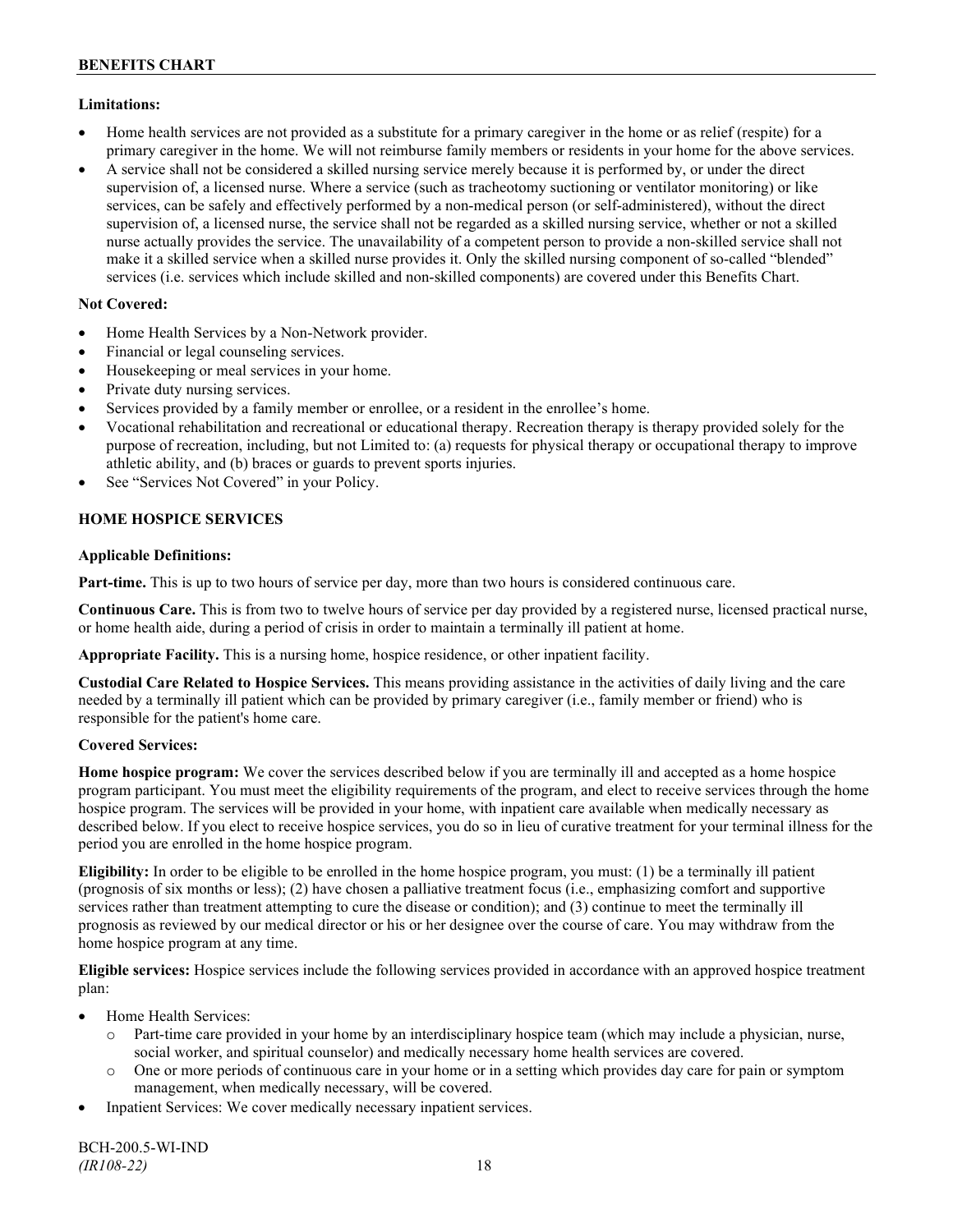**Limitations:**

- Home health services are not provided as a substitute for a primary caregiver in the home or as relief (respite) for a primary caregiver in the home. We will not reimburse family members or residents in your home for the above services.
- A service shall not be considered a skilled nursing service merely because it is performed by, or under the direct supervision of, a licensed nurse. Where a service (such as tracheotomy suctioning or ventilator monitoring) or like services, can be safely and effectively performed by a non-medical person (or self-administered), without the direct supervision of, a licensed nurse, the service shall not be regarded as a skilled nursing service, whether or not a skilled nurse actually provides the service. The unavailability of a competent person to provide a non-skilled service shall not make it a skilled service when a skilled nurse provides it. Only the skilled nursing component of so-called "blended" services (i.e. services which include skilled and non-skilled components) are covered under this Benefits Chart.

**Not Covered:**

- Home Health Services by a Non-Network provider.
- Financial or legal counseling services.
- Housekeeping or meal services in your home.
- Private duty nursing services.
- Services provided by a family member or enrollee, or a resident in the enrollee's home.
- Vocational rehabilitation and recreational or educational therapy. Recreation therapy is therapy provided solely for the purpose of recreation, including, but not Limited to: (a) requests for physical therapy or occupational therapy to improve athletic ability, and (b) braces or guards to prevent sports injuries.
- See "Services Not Covered" in your Policy.

## HOME HOSPICE SERVICES

**Applicable Definitions:**

**Part-time.** This is up to two hours of service per day, more than two hours is considered continuous care.

**Continuous Care.** This is from two to twelve hours of service per day provided by a registered nurse, licensed practical nurse, or home health aide, during a period of crisis in order to maintain a terminally ill patient at home.

**Appropriate Facility.** This is a nursing home, hospice residence, or other inpatient facility.

**Custodial Care Related to Hospice Services.** This means providing assistance in the activities of daily living and the care needed by a terminally ill patient which can be provided by primary caregiver (i.e., family member or friend) who is responsible for the patient's home care.

**Covered Services:**

**Home hospice program:** We cover the services described below if you are terminally ill and accepted as a home hospice program participant. You must meet the eligibility requirements of the program, and elect to receive services through the home hospice program. The services will be provided in your home, with inpatient care available when medically necessary as described below. If you elect to receive hospice services, you do so in lieu of curative treatment for your terminal illness for the period you are enrolled in the home hospice program.

**Eligibility:** In order to be eligible to be enrolled in the home hospice program, you must: (1) be a terminally ill patient (prognosis of six months or less); (2) have chosen a palliative treatment focus (i.e., emphasizing comfort and supportive services rather than treatment attempting to cure the disease or condition); and (3) continue to meet the terminally ill prognosis as reviewed by our medical director or his or her designee over the course of care. You may withdraw from the home hospice program at any time.

**Eligible services:** Hospice services include the following services provided in accordance with an approved hospice treatment plan:

- Home Health Services:
  - Part-time care provided in your home by an interdisciplinary hospice team (which may include a physician, nurse, social worker, and spiritual counselor) and medically necessary home health services are covered.
  - One or more periods of continuous care in your home or in a setting which provides day care for pain or symptom management, when medically necessary, will be covered.
- Inpatient Services: We cover medically necessary inpatient services.

BCH-200.5-WI-IND
*(IR108-22)*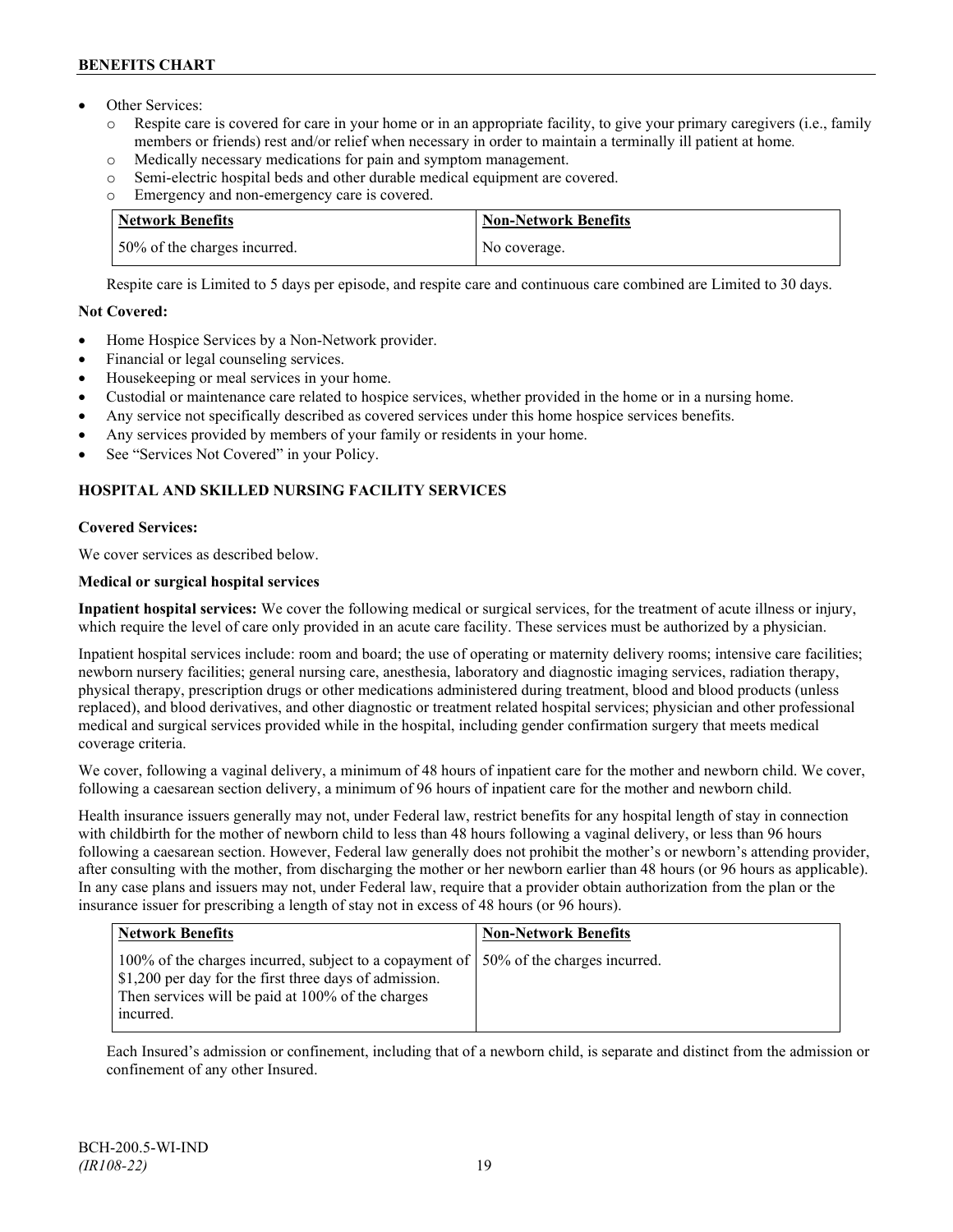- Other Services:
  - Respite care is covered for care in your home or in an appropriate facility, to give your primary caregivers (i.e., family members or friends) rest and/or relief when necessary in order to maintain a terminally ill patient at home.
  - Medically necessary medications for pain and symptom management.
  - Semi-electric hospital beds and other durable medical equipment are covered.
  - Emergency and non-emergency care is covered.

| Network Benefits | Non-Network Benefits |
|---|---|
| 50% of the charges incurred. | No coverage. |

Respite care is Limited to 5 days per episode, and respite care and continuous care combined are Limited to 30 days.

**Not Covered:**

- Home Hospice Services by a Non-Network provider.
- Financial or legal counseling services.
- Housekeeping or meal services in your home.
- Custodial or maintenance care related to hospice services, whether provided in the home or in a nursing home.
- Any service not specifically described as covered services under this home hospice services benefits.
- Any services provided by members of your family or residents in your home.
- See "Services Not Covered" in your Policy.

## HOSPITAL AND SKILLED NURSING FACILITY SERVICES

**Covered Services:**

We cover services as described below.

**Medical or surgical hospital services**

**Inpatient hospital services:** We cover the following medical or surgical services, for the treatment of acute illness or injury, which require the level of care only provided in an acute care facility. These services must be authorized by a physician.

Inpatient hospital services include: room and board; the use of operating or maternity delivery rooms; intensive care facilities; newborn nursery facilities; general nursing care, anesthesia, laboratory and diagnostic imaging services, radiation therapy, physical therapy, prescription drugs or other medications administered during treatment, blood and blood products (unless replaced), and blood derivatives, and other diagnostic or treatment related hospital services; physician and other professional medical and surgical services provided while in the hospital, including gender confirmation surgery that meets medical coverage criteria.

We cover, following a vaginal delivery, a minimum of 48 hours of inpatient care for the mother and newborn child. We cover, following a caesarean section delivery, a minimum of 96 hours of inpatient care for the mother and newborn child.

Health insurance issuers generally may not, under Federal law, restrict benefits for any hospital length of stay in connection with childbirth for the mother of newborn child to less than 48 hours following a vaginal delivery, or less than 96 hours following a caesarean section. However, Federal law generally does not prohibit the mother's or newborn's attending provider, after consulting with the mother, from discharging the mother or her newborn earlier than 48 hours (or 96 hours as applicable). In any case plans and issuers may not, under Federal law, require that a provider obtain authorization from the plan or the insurance issuer for prescribing a length of stay not in excess of 48 hours (or 96 hours).

| Network Benefits | Non-Network Benefits |
|---|---|
| 100% of the charges incurred, subject to a copayment of $1,200 per day for the first three days of admission. Then services will be paid at 100% of the charges incurred. | 50% of the charges incurred. |

Each Insured's admission or confinement, including that of a newborn child, is separate and distinct from the admission or confinement of any other Insured.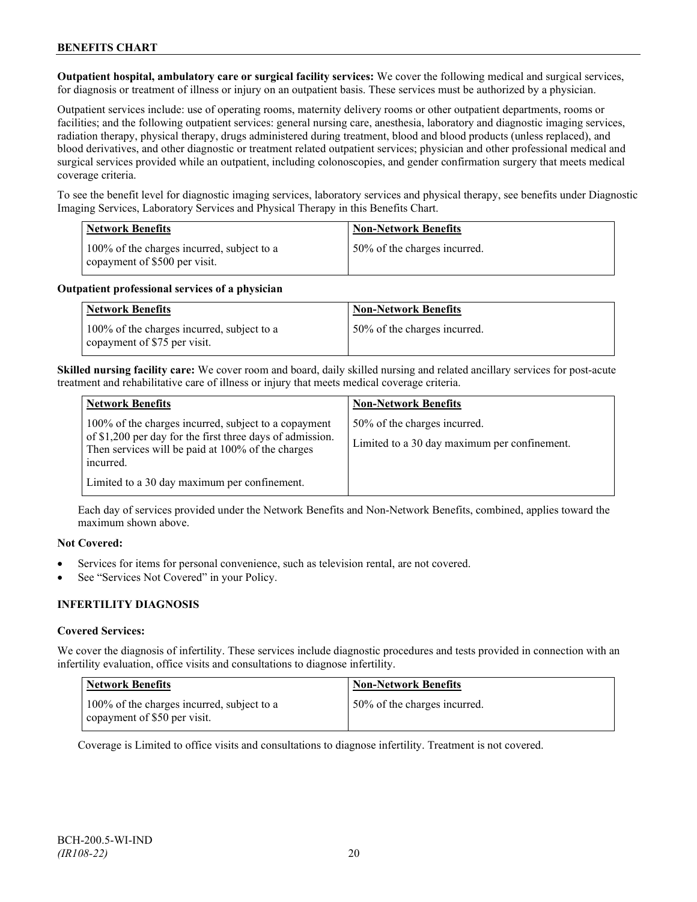**Outpatient hospital, ambulatory care or surgical facility services:** We cover the following medical and surgical services, for diagnosis or treatment of illness or injury on an outpatient basis. These services must be authorized by a physician.

Outpatient services include: use of operating rooms, maternity delivery rooms or other outpatient departments, rooms or facilities; and the following outpatient services: general nursing care, anesthesia, laboratory and diagnostic imaging services, radiation therapy, physical therapy, drugs administered during treatment, blood and blood products (unless replaced), and blood derivatives, and other diagnostic or treatment related outpatient services; physician and other professional medical and surgical services provided while an outpatient, including colonoscopies, and gender confirmation surgery that meets medical coverage criteria.

To see the benefit level for diagnostic imaging services, laboratory services and physical therapy, see benefits under Diagnostic Imaging Services, Laboratory Services and Physical Therapy in this Benefits Chart.

| Network Benefits | Non-Network Benefits |
|---|---|
| 100% of the charges incurred, subject to a copayment of $500 per visit. | 50% of the charges incurred. |

**Outpatient professional services of a physician**

| Network Benefits | Non-Network Benefits |
|---|---|
| 100% of the charges incurred, subject to a copayment of $75 per visit. | 50% of the charges incurred. |

**Skilled nursing facility care:** We cover room and board, daily skilled nursing and related ancillary services for post-acute treatment and rehabilitative care of illness or injury that meets medical coverage criteria.

| Network Benefits | Non-Network Benefits |
|---|---|
| 100% of the charges incurred, subject to a copayment of $1,200 per day for the first three days of admission. Then services will be paid at 100% of the charges incurred.<br><br>Limited to a 30 day maximum per confinement. | 50% of the charges incurred.<br><br>Limited to a 30 day maximum per confinement. |

Each day of services provided under the Network Benefits and Non-Network Benefits, combined, applies toward the maximum shown above.

**Not Covered:**

- Services for items for personal convenience, such as television rental, are not covered.
- See "Services Not Covered" in your Policy.

### INFERTILITY DIAGNOSIS

**Covered Services:**

We cover the diagnosis of infertility. These services include diagnostic procedures and tests provided in connection with an infertility evaluation, office visits and consultations to diagnose infertility.

| Network Benefits | Non-Network Benefits |
|---|---|
| 100% of the charges incurred, subject to a copayment of $50 per visit. | 50% of the charges incurred. |

Coverage is Limited to office visits and consultations to diagnose infertility. Treatment is not covered.

BCH-200.5-WI-IND
*(IR108-22)*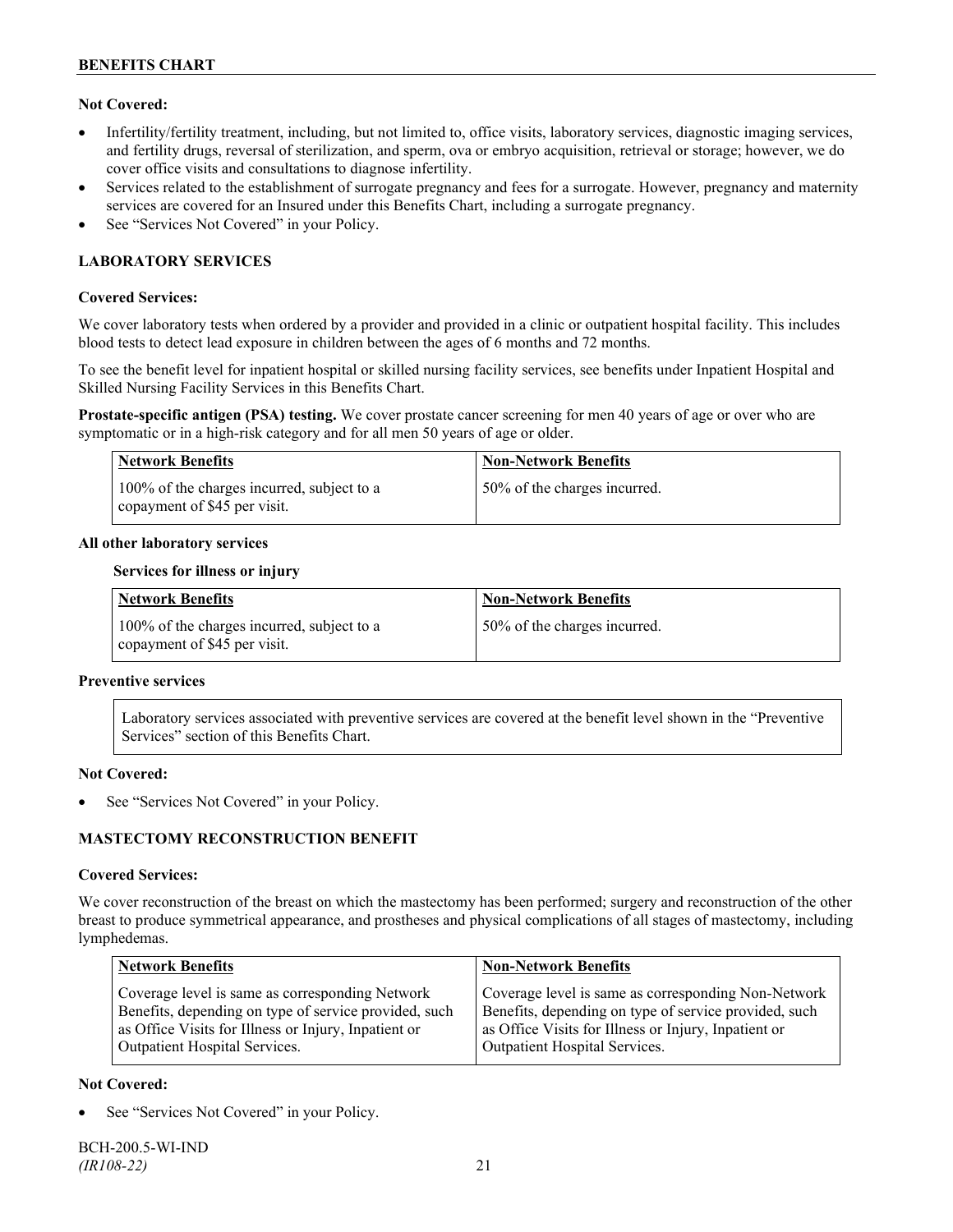**Not Covered:**

- Infertility/fertility treatment, including, but not limited to, office visits, laboratory services, diagnostic imaging services, and fertility drugs, reversal of sterilization, and sperm, ova or embryo acquisition, retrieval or storage; however, we do cover office visits and consultations to diagnose infertility.
- Services related to the establishment of surrogate pregnancy and fees for a surrogate. However, pregnancy and maternity services are covered for an Insured under this Benefits Chart, including a surrogate pregnancy.
- See "Services Not Covered" in your Policy.

## LABORATORY SERVICES

**Covered Services:**

We cover laboratory tests when ordered by a provider and provided in a clinic or outpatient hospital facility. This includes blood tests to detect lead exposure in children between the ages of 6 months and 72 months.

To see the benefit level for inpatient hospital or skilled nursing facility services, see benefits under Inpatient Hospital and Skilled Nursing Facility Services in this Benefits Chart.

**Prostate-specific antigen (PSA) testing.** We cover prostate cancer screening for men 40 years of age or over who are symptomatic or in a high-risk category and for all men 50 years of age or older.

| Network Benefits | Non-Network Benefits |
|---|---|
| 100% of the charges incurred, subject to a copayment of $45 per visit. | 50% of the charges incurred. |

**All other laboratory services**

**Services for illness or injury**

| Network Benefits | Non-Network Benefits |
|---|---|
| 100% of the charges incurred, subject to a copayment of $45 per visit. | 50% of the charges incurred. |

**Preventive services**

Laboratory services associated with preventive services are covered at the benefit level shown in the "Preventive Services" section of this Benefits Chart.

**Not Covered:**

- See "Services Not Covered" in your Policy.

## MASTECTOMY RECONSTRUCTION BENEFIT

**Covered Services:**

We cover reconstruction of the breast on which the mastectomy has been performed; surgery and reconstruction of the other breast to produce symmetrical appearance, and prostheses and physical complications of all stages of mastectomy, including lymphedemas.

| Network Benefits | Non-Network Benefits |
|---|---|
| Coverage level is same as corresponding Network Benefits, depending on type of service provided, such as Office Visits for Illness or Injury, Inpatient or Outpatient Hospital Services. | Coverage level is same as corresponding Non-Network Benefits, depending on type of service provided, such as Office Visits for Illness or Injury, Inpatient or Outpatient Hospital Services. |

**Not Covered:**

- See "Services Not Covered" in your Policy.

BCH-200.5-WI-IND
*(IR108-22)*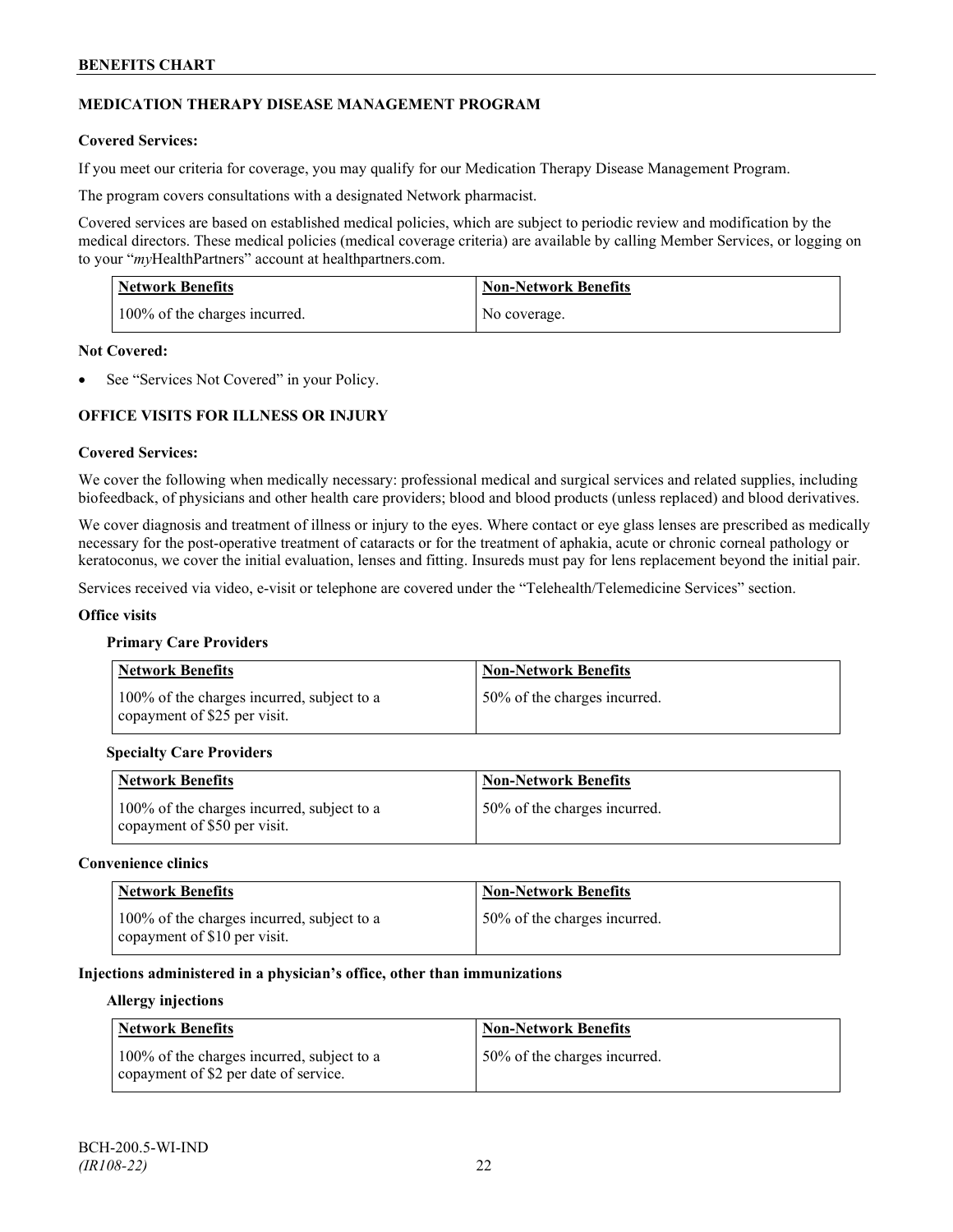## MEDICATION THERAPY DISEASE MANAGEMENT PROGRAM

**Covered Services:**

If you meet our criteria for coverage, you may qualify for our Medication Therapy Disease Management Program.

The program covers consultations with a designated Network pharmacist.

Covered services are based on established medical policies, which are subject to periodic review and modification by the medical directors. These medical policies (medical coverage criteria) are available by calling Member Services, or logging on to your "*my*HealthPartners" account at healthpartners.com.

| Network Benefits | Non-Network Benefits |
|---|---|
| 100% of the charges incurred. | No coverage. |

**Not Covered:**

- See "Services Not Covered" in your Policy.

## OFFICE VISITS FOR ILLNESS OR INJURY

**Covered Services:**

We cover the following when medically necessary: professional medical and surgical services and related supplies, including biofeedback, of physicians and other health care providers; blood and blood products (unless replaced) and blood derivatives.

We cover diagnosis and treatment of illness or injury to the eyes. Where contact or eye glass lenses are prescribed as medically necessary for the post-operative treatment of cataracts or for the treatment of aphakia, acute or chronic corneal pathology or keratoconus, we cover the initial evaluation, lenses and fitting. Insureds must pay for lens replacement beyond the initial pair.

Services received via video, e-visit or telephone are covered under the "Telehealth/Telemedicine Services" section.

**Office visits**

**Primary Care Providers**

| Network Benefits | Non-Network Benefits |
|---|---|
| 100% of the charges incurred, subject to a copayment of $25 per visit. | 50% of the charges incurred. |

**Specialty Care Providers**

| Network Benefits | Non-Network Benefits |
|---|---|
| 100% of the charges incurred, subject to a copayment of $50 per visit. | 50% of the charges incurred. |

**Convenience clinics**

| Network Benefits | Non-Network Benefits |
|---|---|
| 100% of the charges incurred, subject to a copayment of $10 per visit. | 50% of the charges incurred. |

**Injections administered in a physician's office, other than immunizations**

**Allergy injections**

| Network Benefits | Non-Network Benefits |
|---|---|
| 100% of the charges incurred, subject to a copayment of $2 per date of service. | 50% of the charges incurred. |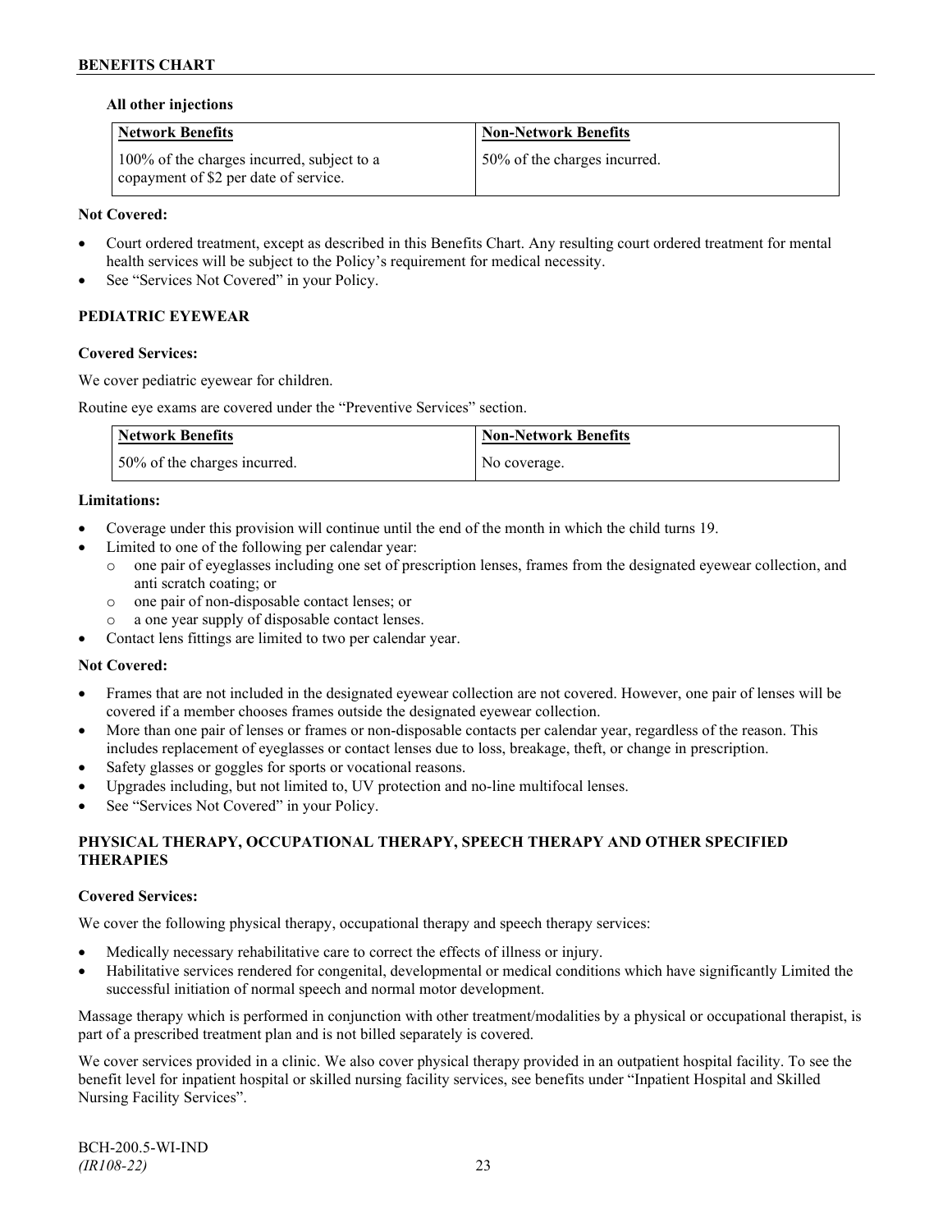**All other injections**

| Network Benefits | Non-Network Benefits |
| --- | --- |
| 100% of the charges incurred, subject to a copayment of $2 per date of service. | 50% of the charges incurred. |

**Not Covered:**

- Court ordered treatment, except as described in this Benefits Chart. Any resulting court ordered treatment for mental health services will be subject to the Policy's requirement for medical necessity.
- See "Services Not Covered" in your Policy.

### PEDIATRIC EYEWEAR

**Covered Services:**

We cover pediatric eyewear for children.

Routine eye exams are covered under the "Preventive Services" section.

| Network Benefits | Non-Network Benefits |
| --- | --- |
| 50% of the charges incurred. | No coverage. |

**Limitations:**

- Coverage under this provision will continue until the end of the month in which the child turns 19.
- Limited to one of the following per calendar year:
  - one pair of eyeglasses including one set of prescription lenses, frames from the designated eyewear collection, and anti scratch coating; or
  - one pair of non-disposable contact lenses; or
  - a one year supply of disposable contact lenses.
- Contact lens fittings are limited to two per calendar year.

**Not Covered:**

- Frames that are not included in the designated eyewear collection are not covered. However, one pair of lenses will be covered if a member chooses frames outside the designated eyewear collection.
- More than one pair of lenses or frames or non-disposable contacts per calendar year, regardless of the reason. This includes replacement of eyeglasses or contact lenses due to loss, breakage, theft, or change in prescription.
- Safety glasses or goggles for sports or vocational reasons.
- Upgrades including, but not limited to, UV protection and no-line multifocal lenses.
- See "Services Not Covered" in your Policy.

### PHYSICAL THERAPY, OCCUPATIONAL THERAPY, SPEECH THERAPY AND OTHER SPECIFIED THERAPIES

**Covered Services:**

We cover the following physical therapy, occupational therapy and speech therapy services:

- Medically necessary rehabilitative care to correct the effects of illness or injury.
- Habilitative services rendered for congenital, developmental or medical conditions which have significantly Limited the successful initiation of normal speech and normal motor development.

Massage therapy which is performed in conjunction with other treatment/modalities by a physical or occupational therapist, is part of a prescribed treatment plan and is not billed separately is covered.

We cover services provided in a clinic. We also cover physical therapy provided in an outpatient hospital facility. To see the benefit level for inpatient hospital or skilled nursing facility services, see benefits under "Inpatient Hospital and Skilled Nursing Facility Services".

BCH-200.5-WI-IND
*(IR108-22)*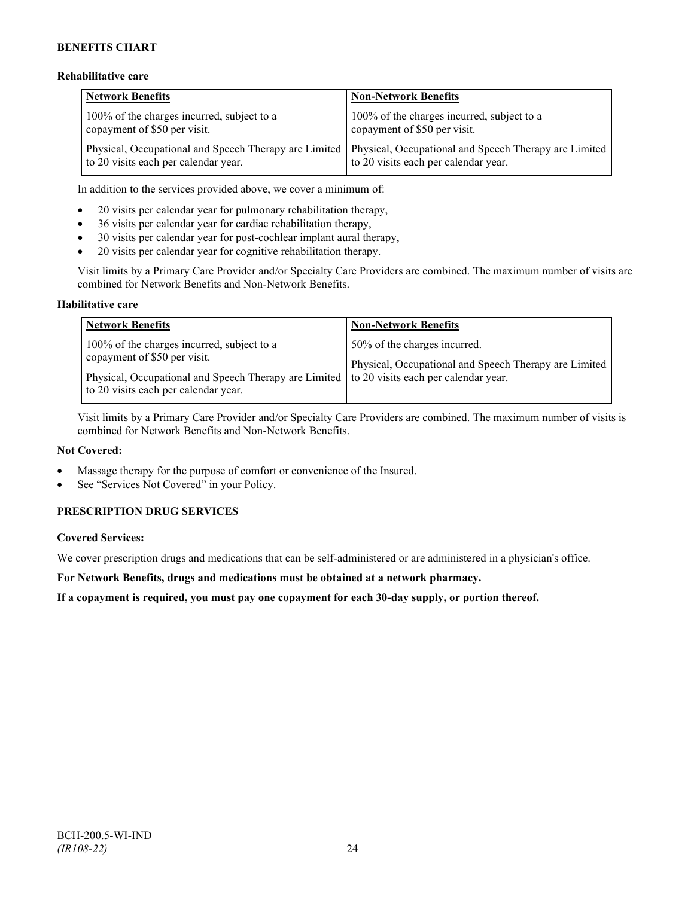**Rehabilitative care**

| Network Benefits | Non-Network Benefits |
|---|---|
| 100% of the charges incurred, subject to a copayment of $50 per visit. | 100% of the charges incurred, subject to a copayment of $50 per visit. |
| Physical, Occupational and Speech Therapy are Limited to 20 visits each per calendar year. | Physical, Occupational and Speech Therapy are Limited to 20 visits each per calendar year. |

In addition to the services provided above, we cover a minimum of:

- 20 visits per calendar year for pulmonary rehabilitation therapy,
- 36 visits per calendar year for cardiac rehabilitation therapy,
- 30 visits per calendar year for post-cochlear implant aural therapy,
- 20 visits per calendar year for cognitive rehabilitation therapy.

Visit limits by a Primary Care Provider and/or Specialty Care Providers are combined. The maximum number of visits are combined for Network Benefits and Non-Network Benefits.

**Habilitative care**

| Network Benefits | Non-Network Benefits |
|---|---|
| 100% of the charges incurred, subject to a copayment of $50 per visit. | 50% of the charges incurred. |
| Physical, Occupational and Speech Therapy are Limited to 20 visits each per calendar year. | Physical, Occupational and Speech Therapy are Limited to 20 visits each per calendar year. |

Visit limits by a Primary Care Provider and/or Specialty Care Providers are combined. The maximum number of visits is combined for Network Benefits and Non-Network Benefits.

**Not Covered:**

- Massage therapy for the purpose of comfort or convenience of the Insured.
- See "Services Not Covered" in your Policy.

**PRESCRIPTION DRUG SERVICES**

**Covered Services:**

We cover prescription drugs and medications that can be self-administered or are administered in a physician's office.

**For Network Benefits, drugs and medications must be obtained at a network pharmacy.**

**If a copayment is required, you must pay one copayment for each 30-day supply, or portion thereof.**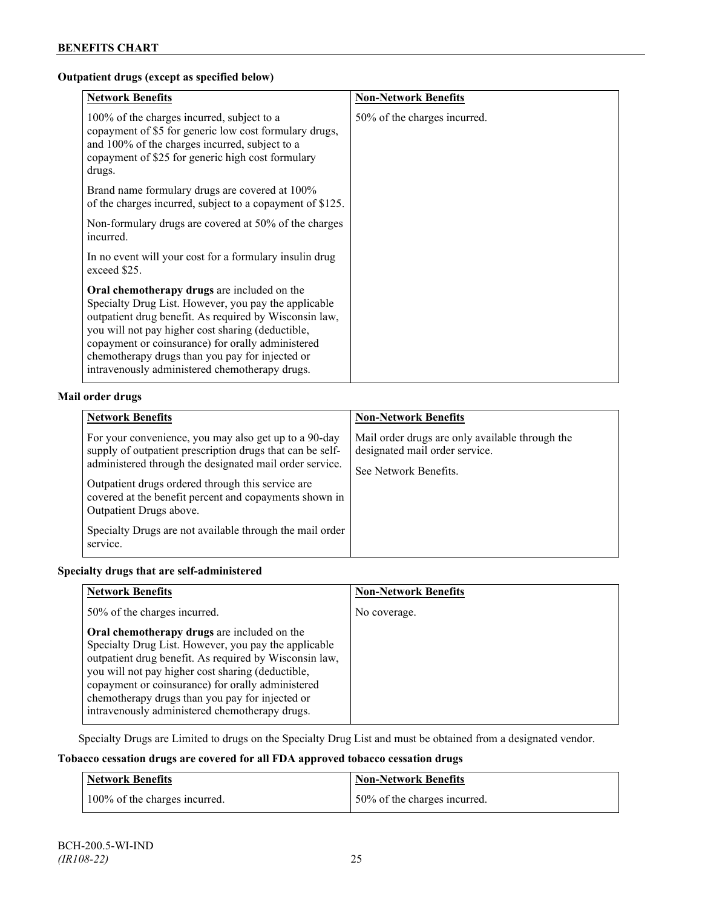**Outpatient drugs (except as specified below)**

| Network Benefits | Non-Network Benefits |
| --- | --- |
| 100% of the charges incurred, subject to a copayment of $5 for generic low cost formulary drugs, and 100% of the charges incurred, subject to a copayment of $25 for generic high cost formulary drugs.<br><br>Brand name formulary drugs are covered at 100% of the charges incurred, subject to a copayment of $125.<br><br>Non-formulary drugs are covered at 50% of the charges incurred.<br><br>In no event will your cost for a formulary insulin drug exceed $25.<br><br>**Oral chemotherapy drugs** are included on the Specialty Drug List. However, you pay the applicable outpatient drug benefit. As required by Wisconsin law, you will not pay higher cost sharing (deductible, copayment or coinsurance) for orally administered chemotherapy drugs than you pay for injected or intravenously administered chemotherapy drugs. | 50% of the charges incurred. |

**Mail order drugs**

| Network Benefits | Non-Network Benefits |
| --- | --- |
| For your convenience, you may also get up to a 90-day supply of outpatient prescription drugs that can be self-administered through the designated mail order service.<br><br>Outpatient drugs ordered through this service are covered at the benefit percent and copayments shown in Outpatient Drugs above.<br><br>Specialty Drugs are not available through the mail order service. | Mail order drugs are only available through the designated mail order service.<br><br>See Network Benefits. |

**Specialty drugs that are self-administered**

| Network Benefits | Non-Network Benefits |
| --- | --- |
| 50% of the charges incurred.<br><br>**Oral chemotherapy drugs** are included on the Specialty Drug List. However, you pay the applicable outpatient drug benefit. As required by Wisconsin law, you will not pay higher cost sharing (deductible, copayment or coinsurance) for orally administered chemotherapy drugs than you pay for injected or intravenously administered chemotherapy drugs. | No coverage. |

Specialty Drugs are Limited to drugs on the Specialty Drug List and must be obtained from a designated vendor.

**Tobacco cessation drugs are covered for all FDA approved tobacco cessation drugs**

| Network Benefits | Non-Network Benefits |
| --- | --- |
| 100% of the charges incurred. | 50% of the charges incurred. |

BCH-200.5-WI-IND
*(IR108-22)*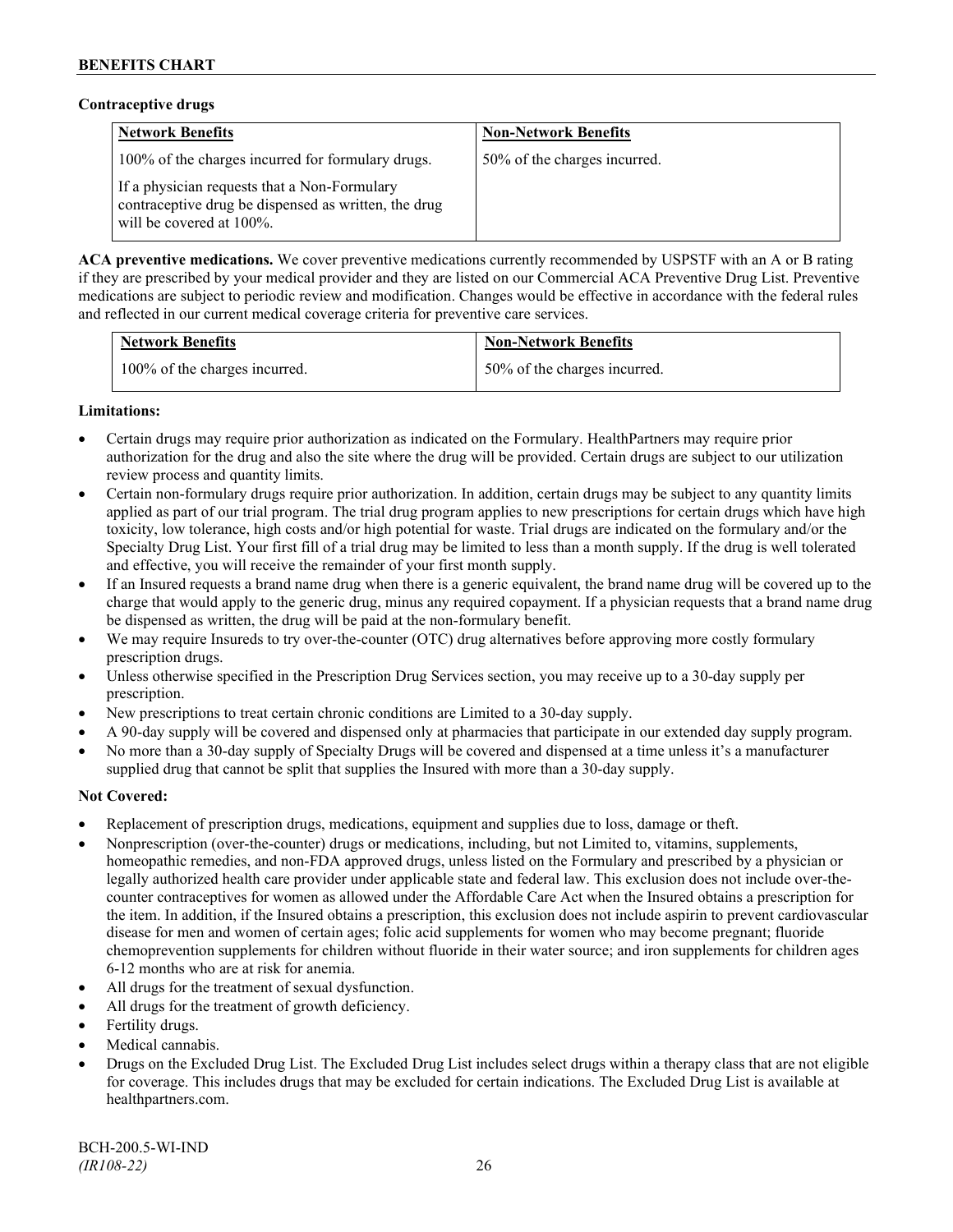**Contraceptive drugs**

| Network Benefits | Non-Network Benefits |
|---|---|
| 100% of the charges incurred for formulary drugs.<br><br>If a physician requests that a Non-Formulary contraceptive drug be dispensed as written, the drug will be covered at 100%. | 50% of the charges incurred. |

**ACA preventive medications.** We cover preventive medications currently recommended by USPSTF with an A or B rating if they are prescribed by your medical provider and they are listed on our Commercial ACA Preventive Drug List. Preventive medications are subject to periodic review and modification. Changes would be effective in accordance with the federal rules and reflected in our current medical coverage criteria for preventive care services.

| Network Benefits | Non-Network Benefits |
|---|---|
| 100% of the charges incurred. | 50% of the charges incurred. |

**Limitations:**

- Certain drugs may require prior authorization as indicated on the Formulary. HealthPartners may require prior authorization for the drug and also the site where the drug will be provided. Certain drugs are subject to our utilization review process and quantity limits.
- Certain non-formulary drugs require prior authorization. In addition, certain drugs may be subject to any quantity limits applied as part of our trial program. The trial drug program applies to new prescriptions for certain drugs which have high toxicity, low tolerance, high costs and/or high potential for waste. Trial drugs are indicated on the formulary and/or the Specialty Drug List. Your first fill of a trial drug may be limited to less than a month supply. If the drug is well tolerated and effective, you will receive the remainder of your first month supply.
- If an Insured requests a brand name drug when there is a generic equivalent, the brand name drug will be covered up to the charge that would apply to the generic drug, minus any required copayment. If a physician requests that a brand name drug be dispensed as written, the drug will be paid at the non-formulary benefit.
- We may require Insureds to try over-the-counter (OTC) drug alternatives before approving more costly formulary prescription drugs.
- Unless otherwise specified in the Prescription Drug Services section, you may receive up to a 30-day supply per prescription.
- New prescriptions to treat certain chronic conditions are Limited to a 30-day supply.
- A 90-day supply will be covered and dispensed only at pharmacies that participate in our extended day supply program.
- No more than a 30-day supply of Specialty Drugs will be covered and dispensed at a time unless it's a manufacturer supplied drug that cannot be split that supplies the Insured with more than a 30-day supply.

**Not Covered:**

- Replacement of prescription drugs, medications, equipment and supplies due to loss, damage or theft.
- Nonprescription (over-the-counter) drugs or medications, including, but not Limited to, vitamins, supplements, homeopathic remedies, and non-FDA approved drugs, unless listed on the Formulary and prescribed by a physician or legally authorized health care provider under applicable state and federal law. This exclusion does not include over-the-counter contraceptives for women as allowed under the Affordable Care Act when the Insured obtains a prescription for the item. In addition, if the Insured obtains a prescription, this exclusion does not include aspirin to prevent cardiovascular disease for men and women of certain ages; folic acid supplements for women who may become pregnant; fluoride chemoprevention supplements for children without fluoride in their water source; and iron supplements for children ages 6-12 months who are at risk for anemia.
- All drugs for the treatment of sexual dysfunction.
- All drugs for the treatment of growth deficiency.
- Fertility drugs.
- Medical cannabis.
- Drugs on the Excluded Drug List. The Excluded Drug List includes select drugs within a therapy class that are not eligible for coverage. This includes drugs that may be excluded for certain indications. The Excluded Drug List is available at healthpartners.com.

BCH-200.5-WI-IND
*(IR108-22)*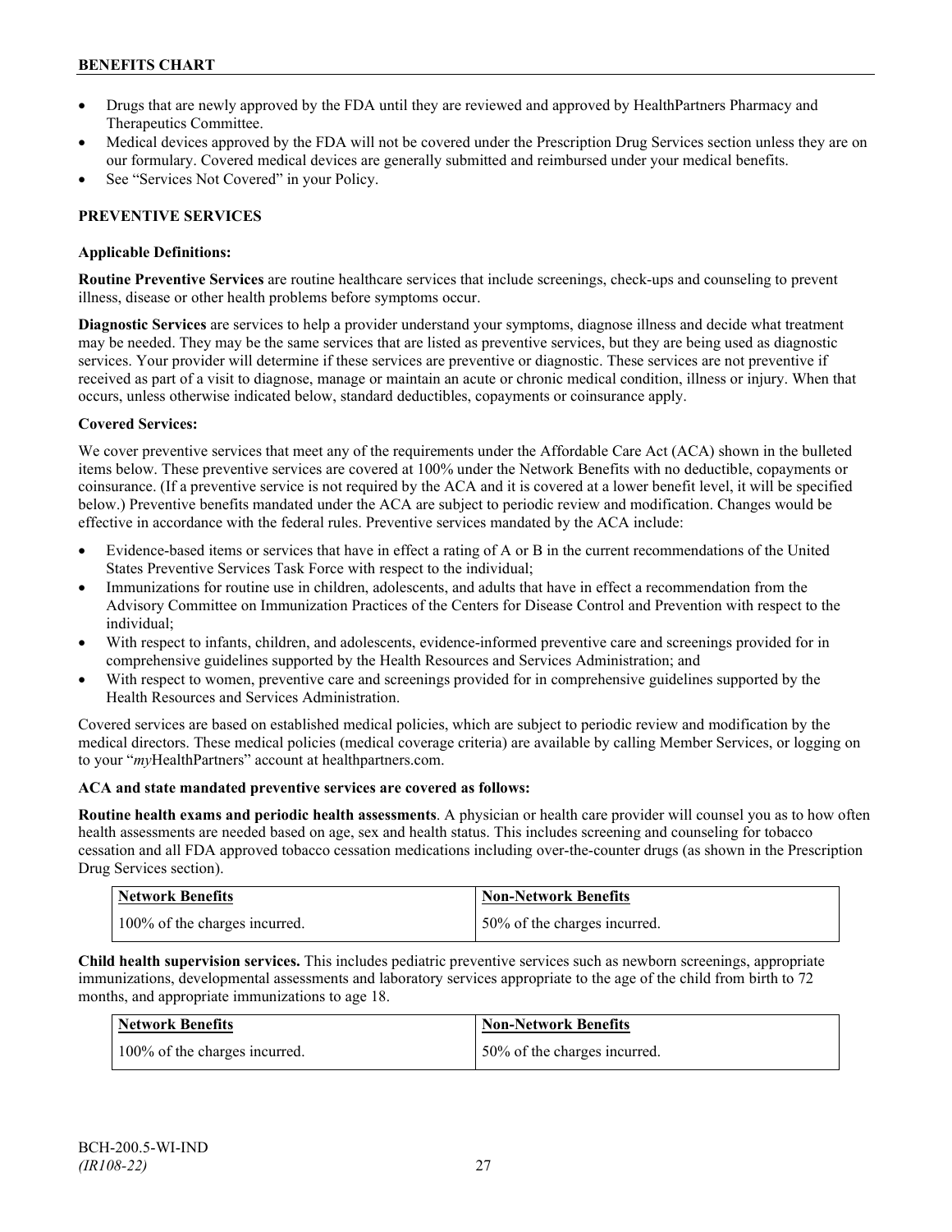- Drugs that are newly approved by the FDA until they are reviewed and approved by HealthPartners Pharmacy and Therapeutics Committee.
- Medical devices approved by the FDA will not be covered under the Prescription Drug Services section unless they are on our formulary. Covered medical devices are generally submitted and reimbursed under your medical benefits.
- See "Services Not Covered" in your Policy.

## PREVENTIVE SERVICES

**Applicable Definitions:**

**Routine Preventive Services** are routine healthcare services that include screenings, check-ups and counseling to prevent illness, disease or other health problems before symptoms occur.

**Diagnostic Services** are services to help a provider understand your symptoms, diagnose illness and decide what treatment may be needed. They may be the same services that are listed as preventive services, but they are being used as diagnostic services. Your provider will determine if these services are preventive or diagnostic. These services are not preventive if received as part of a visit to diagnose, manage or maintain an acute or chronic medical condition, illness or injury. When that occurs, unless otherwise indicated below, standard deductibles, copayments or coinsurance apply.

**Covered Services:**

We cover preventive services that meet any of the requirements under the Affordable Care Act (ACA) shown in the bulleted items below. These preventive services are covered at 100% under the Network Benefits with no deductible, copayments or coinsurance. (If a preventive service is not required by the ACA and it is covered at a lower benefit level, it will be specified below.) Preventive benefits mandated under the ACA are subject to periodic review and modification. Changes would be effective in accordance with the federal rules. Preventive services mandated by the ACA include:

- Evidence-based items or services that have in effect a rating of A or B in the current recommendations of the United States Preventive Services Task Force with respect to the individual;
- Immunizations for routine use in children, adolescents, and adults that have in effect a recommendation from the Advisory Committee on Immunization Practices of the Centers for Disease Control and Prevention with respect to the individual;
- With respect to infants, children, and adolescents, evidence-informed preventive care and screenings provided for in comprehensive guidelines supported by the Health Resources and Services Administration; and
- With respect to women, preventive care and screenings provided for in comprehensive guidelines supported by the Health Resources and Services Administration.

Covered services are based on established medical policies, which are subject to periodic review and modification by the medical directors. These medical policies (medical coverage criteria) are available by calling Member Services, or logging on to your "*my*HealthPartners" account at healthpartners.com.

**ACA and state mandated preventive services are covered as follows:**

**Routine health exams and periodic health assessments**. A physician or health care provider will counsel you as to how often health assessments are needed based on age, sex and health status. This includes screening and counseling for tobacco cessation and all FDA approved tobacco cessation medications including over-the-counter drugs (as shown in the Prescription Drug Services section).

| Network Benefits | Non-Network Benefits |
|---|---|
| 100% of the charges incurred. | 50% of the charges incurred. |

**Child health supervision services.** This includes pediatric preventive services such as newborn screenings, appropriate immunizations, developmental assessments and laboratory services appropriate to the age of the child from birth to 72 months, and appropriate immunizations to age 18.

| Network Benefits | Non-Network Benefits |
|---|---|
| 100% of the charges incurred. | 50% of the charges incurred. |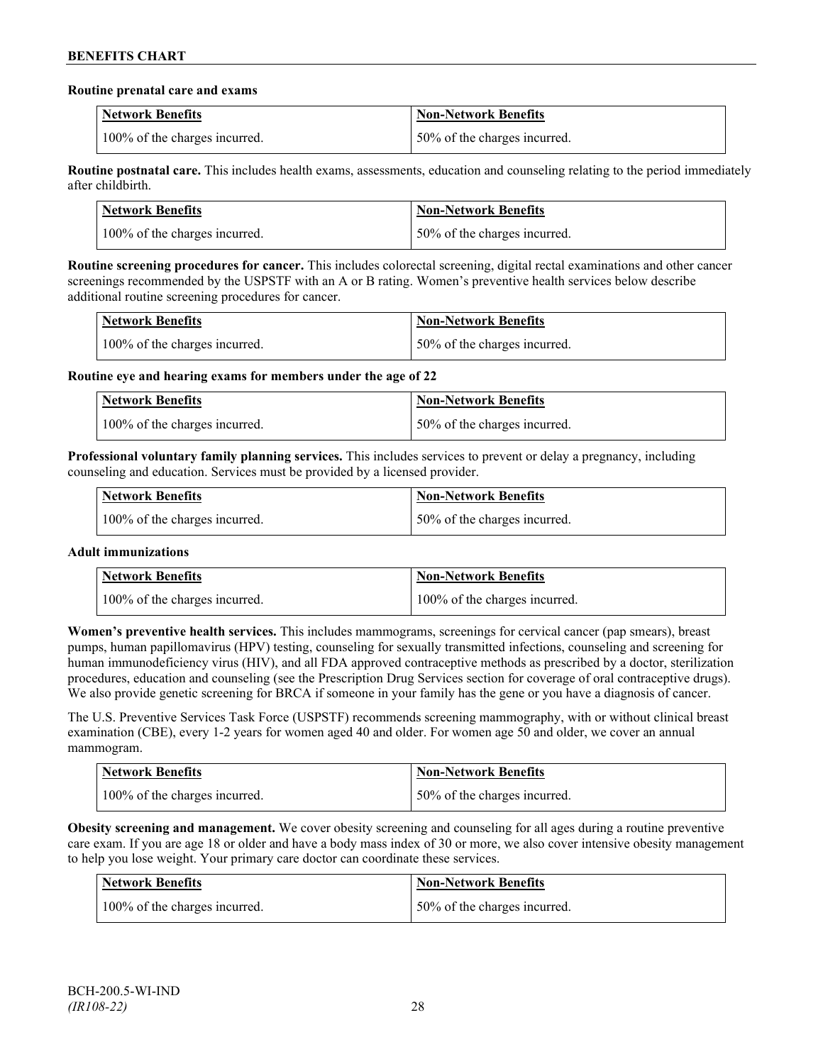**Routine prenatal care and exams**

| Network Benefits | Non-Network Benefits |
|---|---|
| 100% of the charges incurred. | 50% of the charges incurred. |

**Routine postnatal care.** This includes health exams, assessments, education and counseling relating to the period immediately after childbirth.

| Network Benefits | Non-Network Benefits |
|---|---|
| 100% of the charges incurred. | 50% of the charges incurred. |

**Routine screening procedures for cancer.** This includes colorectal screening, digital rectal examinations and other cancer screenings recommended by the USPSTF with an A or B rating. Women's preventive health services below describe additional routine screening procedures for cancer.

| Network Benefits | Non-Network Benefits |
|---|---|
| 100% of the charges incurred. | 50% of the charges incurred. |

**Routine eye and hearing exams for members under the age of 22**

| Network Benefits | Non-Network Benefits |
|---|---|
| 100% of the charges incurred. | 50% of the charges incurred. |

**Professional voluntary family planning services.** This includes services to prevent or delay a pregnancy, including counseling and education. Services must be provided by a licensed provider.

| Network Benefits | Non-Network Benefits |
|---|---|
| 100% of the charges incurred. | 50% of the charges incurred. |

**Adult immunizations**

| Network Benefits | Non-Network Benefits |
|---|---|
| 100% of the charges incurred. | 100% of the charges incurred. |

**Women's preventive health services.** This includes mammograms, screenings for cervical cancer (pap smears), breast pumps, human papillomavirus (HPV) testing, counseling for sexually transmitted infections, counseling and screening for human immunodeficiency virus (HIV), and all FDA approved contraceptive methods as prescribed by a doctor, sterilization procedures, education and counseling (see the Prescription Drug Services section for coverage of oral contraceptive drugs). We also provide genetic screening for BRCA if someone in your family has the gene or you have a diagnosis of cancer.

The U.S. Preventive Services Task Force (USPSTF) recommends screening mammography, with or without clinical breast examination (CBE), every 1-2 years for women aged 40 and older. For women age 50 and older, we cover an annual mammogram.

| Network Benefits | Non-Network Benefits |
|---|---|
| 100% of the charges incurred. | 50% of the charges incurred. |

**Obesity screening and management.** We cover obesity screening and counseling for all ages during a routine preventive care exam. If you are age 18 or older and have a body mass index of 30 or more, we also cover intensive obesity management to help you lose weight. Your primary care doctor can coordinate these services.

| Network Benefits | Non-Network Benefits |
|---|---|
| 100% of the charges incurred. | 50% of the charges incurred. |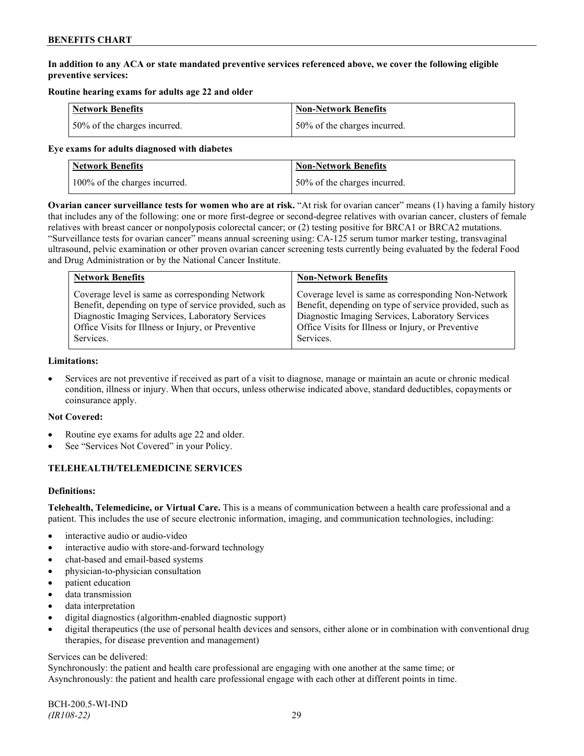**In addition to any ACA or state mandated preventive services referenced above, we cover the following eligible preventive services:**

**Routine hearing exams for adults age 22 and older**

| Network Benefits | Non-Network Benefits |
|---|---|
| 50% of the charges incurred. | 50% of the charges incurred. |

**Eye exams for adults diagnosed with diabetes**

| Network Benefits | Non-Network Benefits |
|---|---|
| 100% of the charges incurred. | 50% of the charges incurred. |

**Ovarian cancer surveillance tests for women who are at risk.** "At risk for ovarian cancer" means (1) having a family history that includes any of the following: one or more first-degree or second-degree relatives with ovarian cancer, clusters of female relatives with breast cancer or nonpolyposis colorectal cancer; or (2) testing positive for BRCA1 or BRCA2 mutations. "Surveillance tests for ovarian cancer" means annual screening using: CA-125 serum tumor marker testing, transvaginal ultrasound, pelvic examination or other proven ovarian cancer screening tests currently being evaluated by the federal Food and Drug Administration or by the National Cancer Institute.

| Network Benefits | Non-Network Benefits |
|---|---|
| Coverage level is same as corresponding Network Benefit, depending on type of service provided, such as Diagnostic Imaging Services, Laboratory Services Office Visits for Illness or Injury, or Preventive Services. | Coverage level is same as corresponding Non-Network Benefit, depending on type of service provided, such as Diagnostic Imaging Services, Laboratory Services Office Visits for Illness or Injury, or Preventive Services. |

**Limitations:**

- Services are not preventive if received as part of a visit to diagnose, manage or maintain an acute or chronic medical condition, illness or injury. When that occurs, unless otherwise indicated above, standard deductibles, copayments or coinsurance apply.

**Not Covered:**

- Routine eye exams for adults age 22 and older.
- See "Services Not Covered" in your Policy.

## TELEHEALTH/TELEMEDICINE SERVICES

**Definitions:**

**Telehealth, Telemedicine, or Virtual Care.** This is a means of communication between a health care professional and a patient. This includes the use of secure electronic information, imaging, and communication technologies, including:

- interactive audio or audio-video
- interactive audio with store-and-forward technology
- chat-based and email-based systems
- physician-to-physician consultation
- patient education
- data transmission
- data interpretation
- digital diagnostics (algorithm-enabled diagnostic support)
- digital therapeutics (the use of personal health devices and sensors, either alone or in combination with conventional drug therapies, for disease prevention and management)

Services can be delivered:
Synchronously: the patient and health care professional are engaging with one another at the same time; or
Asynchronously: the patient and health care professional engage with each other at different points in time.

BCH-200.5-WI-IND
*(IR108-22)*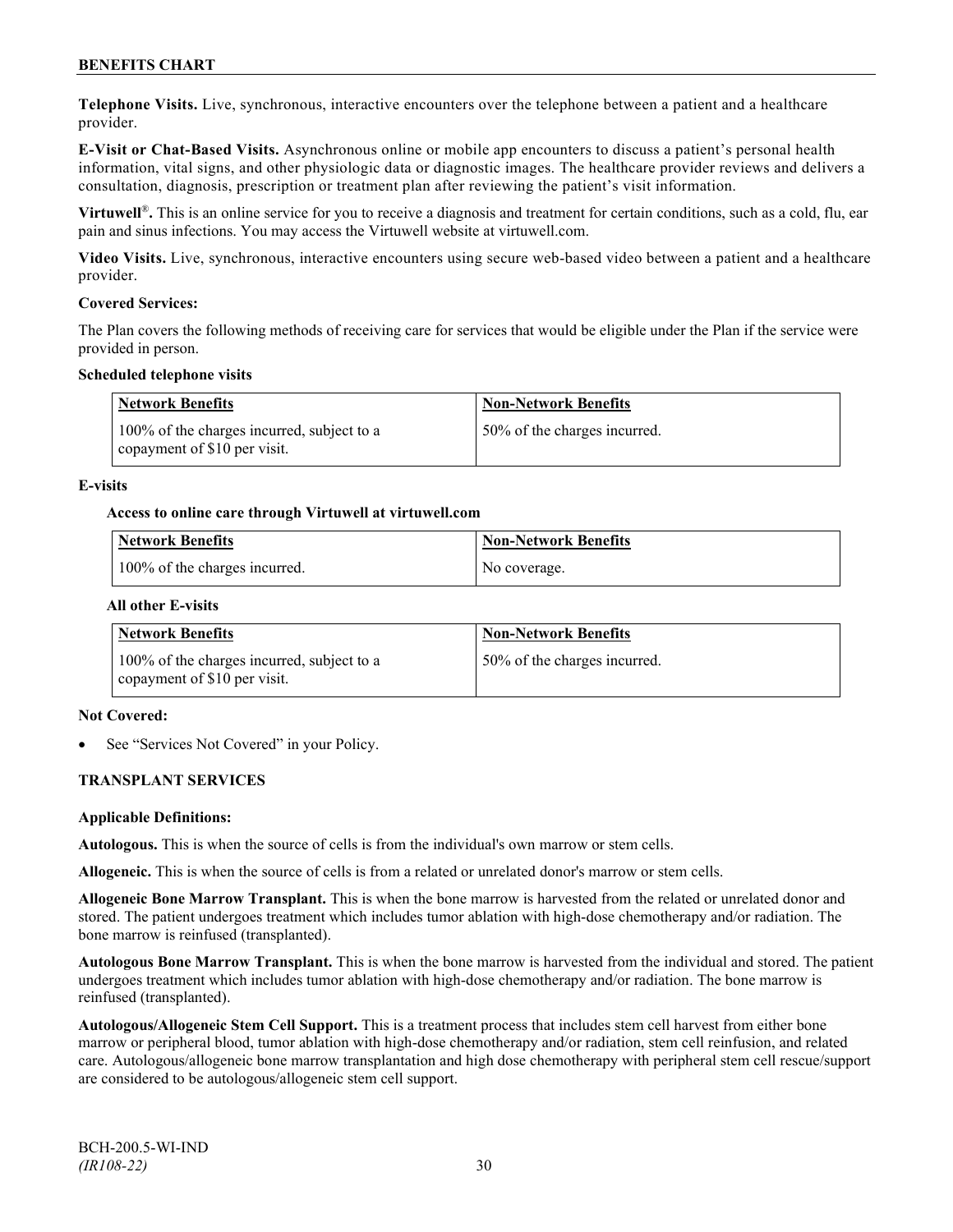**Telephone Visits.** Live, synchronous, interactive encounters over the telephone between a patient and a healthcare provider.

**E-Visit or Chat-Based Visits.** Asynchronous online or mobile app encounters to discuss a patient's personal health information, vital signs, and other physiologic data or diagnostic images. The healthcare provider reviews and delivers a consultation, diagnosis, prescription or treatment plan after reviewing the patient's visit information.

**Virtuwell®.** This is an online service for you to receive a diagnosis and treatment for certain conditions, such as a cold, flu, ear pain and sinus infections. You may access the Virtuwell website at virtuwell.com.

**Video Visits.** Live, synchronous, interactive encounters using secure web-based video between a patient and a healthcare provider.

**Covered Services:**

The Plan covers the following methods of receiving care for services that would be eligible under the Plan if the service were provided in person.

**Scheduled telephone visits**

| Network Benefits | Non-Network Benefits |
|---|---|
| 100% of the charges incurred, subject to a copayment of $10 per visit. | 50% of the charges incurred. |

**E-visits**

**Access to online care through Virtuwell at virtuwell.com**

| Network Benefits | Non-Network Benefits |
|---|---|
| 100% of the charges incurred. | No coverage. |

**All other E-visits**

| Network Benefits | Non-Network Benefits |
|---|---|
| 100% of the charges incurred, subject to a copayment of $10 per visit. | 50% of the charges incurred. |

**Not Covered:**

- See "Services Not Covered" in your Policy.

## TRANSPLANT SERVICES

**Applicable Definitions:**

**Autologous.** This is when the source of cells is from the individual's own marrow or stem cells.

**Allogeneic.** This is when the source of cells is from a related or unrelated donor's marrow or stem cells.

**Allogeneic Bone Marrow Transplant.** This is when the bone marrow is harvested from the related or unrelated donor and stored. The patient undergoes treatment which includes tumor ablation with high-dose chemotherapy and/or radiation. The bone marrow is reinfused (transplanted).

**Autologous Bone Marrow Transplant.** This is when the bone marrow is harvested from the individual and stored. The patient undergoes treatment which includes tumor ablation with high-dose chemotherapy and/or radiation. The bone marrow is reinfused (transplanted).

**Autologous/Allogeneic Stem Cell Support.** This is a treatment process that includes stem cell harvest from either bone marrow or peripheral blood, tumor ablation with high-dose chemotherapy and/or radiation, stem cell reinfusion, and related care. Autologous/allogeneic bone marrow transplantation and high dose chemotherapy with peripheral stem cell rescue/support are considered to be autologous/allogeneic stem cell support.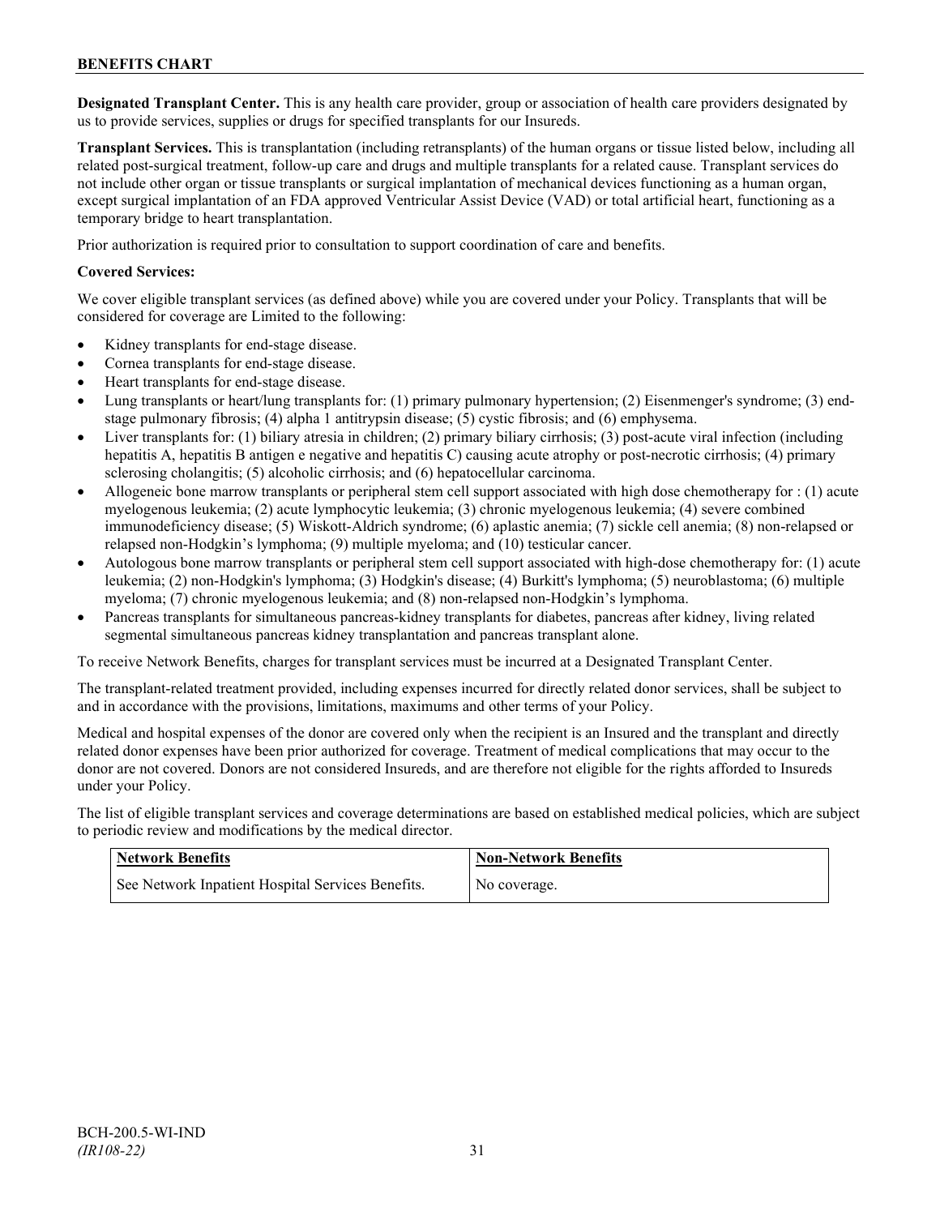**Designated Transplant Center.** This is any health care provider, group or association of health care providers designated by us to provide services, supplies or drugs for specified transplants for our Insureds.

**Transplant Services.** This is transplantation (including retransplants) of the human organs or tissue listed below, including all related post-surgical treatment, follow-up care and drugs and multiple transplants for a related cause. Transplant services do not include other organ or tissue transplants or surgical implantation of mechanical devices functioning as a human organ, except surgical implantation of an FDA approved Ventricular Assist Device (VAD) or total artificial heart, functioning as a temporary bridge to heart transplantation.

Prior authorization is required prior to consultation to support coordination of care and benefits.

**Covered Services:**

We cover eligible transplant services (as defined above) while you are covered under your Policy. Transplants that will be considered for coverage are Limited to the following:

- Kidney transplants for end-stage disease.
- Cornea transplants for end-stage disease.
- Heart transplants for end-stage disease.
- Lung transplants or heart/lung transplants for: (1) primary pulmonary hypertension; (2) Eisenmenger's syndrome; (3) end-stage pulmonary fibrosis; (4) alpha 1 antitrypsin disease; (5) cystic fibrosis; and (6) emphysema.
- Liver transplants for: (1) biliary atresia in children; (2) primary biliary cirrhosis; (3) post-acute viral infection (including hepatitis A, hepatitis B antigen e negative and hepatitis C) causing acute atrophy or post-necrotic cirrhosis; (4) primary sclerosing cholangitis; (5) alcoholic cirrhosis; and (6) hepatocellular carcinoma.
- Allogeneic bone marrow transplants or peripheral stem cell support associated with high dose chemotherapy for : (1) acute myelogenous leukemia; (2) acute lymphocytic leukemia; (3) chronic myelogenous leukemia; (4) severe combined immunodeficiency disease; (5) Wiskott-Aldrich syndrome; (6) aplastic anemia; (7) sickle cell anemia; (8) non-relapsed or relapsed non-Hodgkin's lymphoma; (9) multiple myeloma; and (10) testicular cancer.
- Autologous bone marrow transplants or peripheral stem cell support associated with high-dose chemotherapy for: (1) acute leukemia; (2) non-Hodgkin's lymphoma; (3) Hodgkin's disease; (4) Burkitt's lymphoma; (5) neuroblastoma; (6) multiple myeloma; (7) chronic myelogenous leukemia; and (8) non-relapsed non-Hodgkin's lymphoma.
- Pancreas transplants for simultaneous pancreas-kidney transplants for diabetes, pancreas after kidney, living related segmental simultaneous pancreas kidney transplantation and pancreas transplant alone.

To receive Network Benefits, charges for transplant services must be incurred at a Designated Transplant Center.

The transplant-related treatment provided, including expenses incurred for directly related donor services, shall be subject to and in accordance with the provisions, limitations, maximums and other terms of your Policy.

Medical and hospital expenses of the donor are covered only when the recipient is an Insured and the transplant and directly related donor expenses have been prior authorized for coverage. Treatment of medical complications that may occur to the donor are not covered. Donors are not considered Insureds, and are therefore not eligible for the rights afforded to Insureds under your Policy.

The list of eligible transplant services and coverage determinations are based on established medical policies, which are subject to periodic review and modifications by the medical director.

| Network Benefits | Non-Network Benefits |
|---|---|
| See Network Inpatient Hospital Services Benefits. | No coverage. |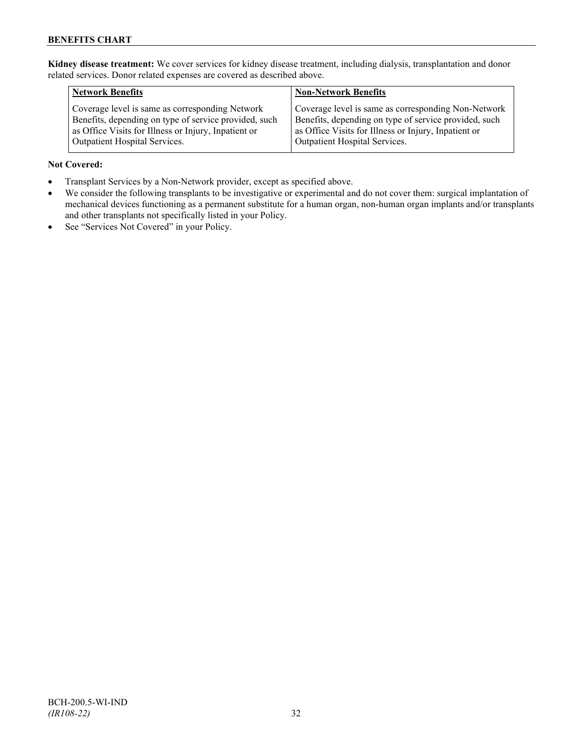**Kidney disease treatment:** We cover services for kidney disease treatment, including dialysis, transplantation and donor related services. Donor related expenses are covered as described above.

| **Network Benefits** | **Non-Network Benefits** |
| --- | --- |
| Coverage level is same as corresponding Network Benefits, depending on type of service provided, such as Office Visits for Illness or Injury, Inpatient or Outpatient Hospital Services. | Coverage level is same as corresponding Non-Network Benefits, depending on type of service provided, such as Office Visits for Illness or Injury, Inpatient or Outpatient Hospital Services. |

**Not Covered:**

- Transplant Services by a Non-Network provider, except as specified above.
- We consider the following transplants to be investigative or experimental and do not cover them: surgical implantation of mechanical devices functioning as a permanent substitute for a human organ, non-human organ implants and/or transplants and other transplants not specifically listed in your Policy.
- See "Services Not Covered" in your Policy.